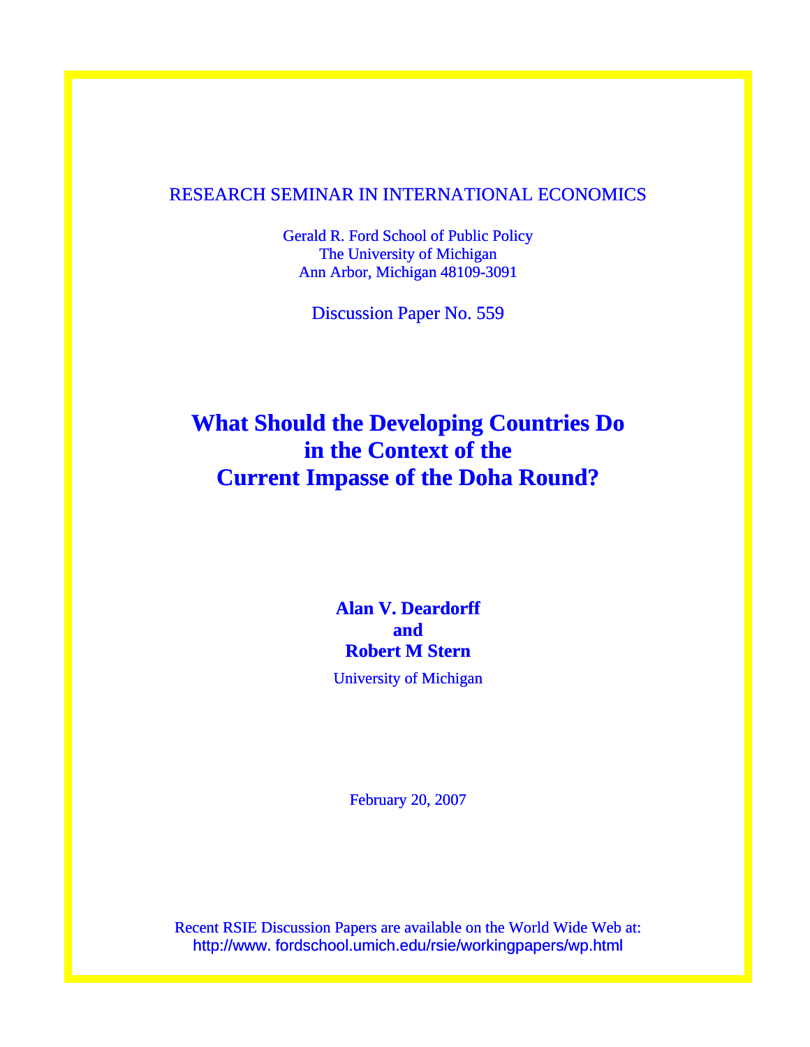RESEARCH SEMINAR IN INTERNATIONAL ECONOMICS

Gerald R. Ford School of Public Policy
The University of Michigan
Ann Arbor, Michigan 48109-3091

Discussion Paper No. 559

# What Should the Developing Countries Do in the Context of the Current Impasse of the Doha Round?

**Alan V. Deardorff**
**and**
**Robert M Stern**

University of Michigan

February 20, 2007

Recent RSIE Discussion Papers are available on the World Wide Web at:
http://www. fordschool.umich.edu/rsie/workingpapers/wp.html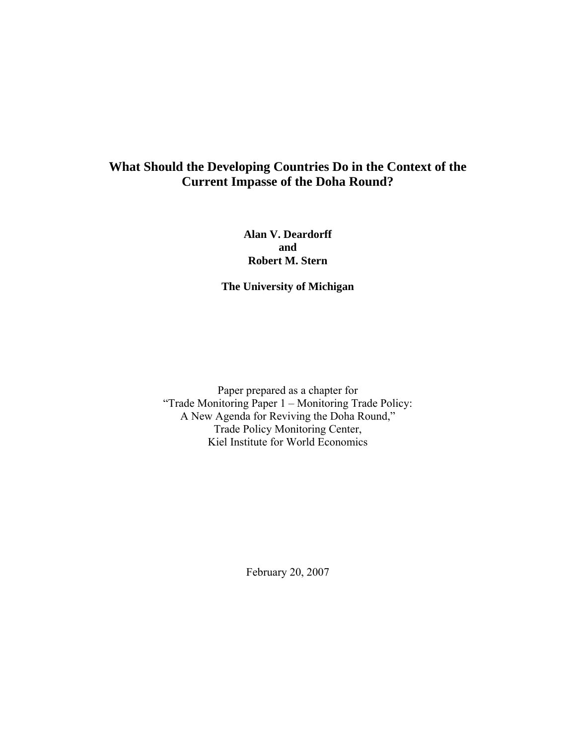# What Should the Developing Countries Do in the Context of the Current Impasse of the Doha Round?

**Alan V. Deardorff**
**and**
**Robert M. Stern**

**The University of Michigan**

Paper prepared as a chapter for
"Trade Monitoring Paper 1 – Monitoring Trade Policy:
A New Agenda for Reviving the Doha Round,"
Trade Policy Monitoring Center,
Kiel Institute for World Economics

February 20, 2007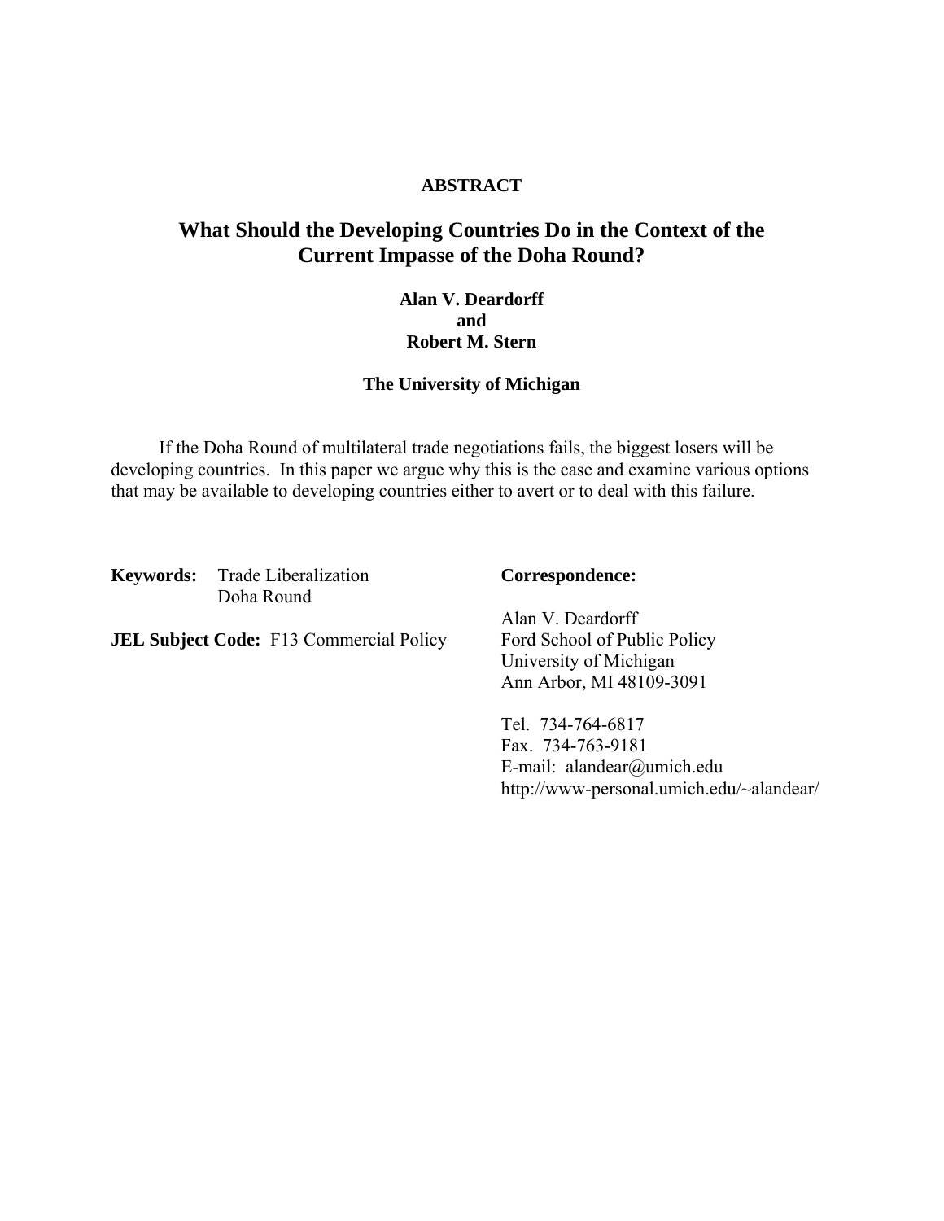**ABSTRACT**

# What Should the Developing Countries Do in the Context of the Current Impasse of the Doha Round?

**Alan V. Deardorff**
**and**
**Robert M. Stern**

**The University of Michigan**

If the Doha Round of multilateral trade negotiations fails, the biggest losers will be developing countries. In this paper we argue why this is the case and examine various options that may be available to developing countries either to avert or to deal with this failure.

**Keywords:** Trade Liberalization
Doha Round

**JEL Subject Code:** F13 Commercial Policy

**Correspondence:**

Alan V. Deardorff
Ford School of Public Policy
University of Michigan
Ann Arbor, MI 48109-3091

Tel. 734-764-6817
Fax. 734-763-9181
E-mail: alandear@umich.edu
http://www-personal.umich.edu/~alandear/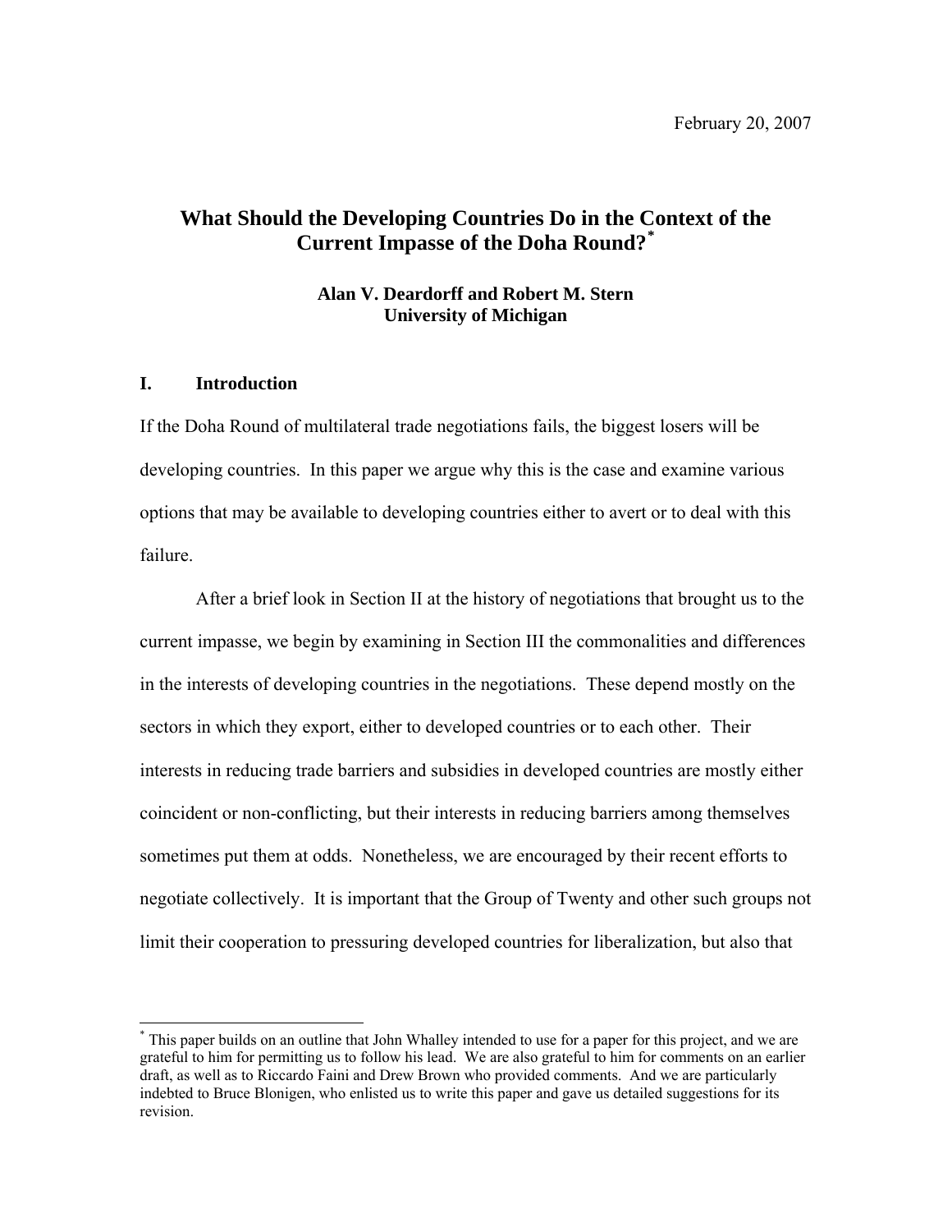February 20, 2007

# What Should the Developing Countries Do in the Context of the Current Impasse of the Doha Round?*

**Alan V. Deardorff and Robert M. Stern**
**University of Michigan**

## I. Introduction

If the Doha Round of multilateral trade negotiations fails, the biggest losers will be developing countries. In this paper we argue why this is the case and examine various options that may be available to developing countries either to avert or to deal with this failure.

After a brief look in Section II at the history of negotiations that brought us to the current impasse, we begin by examining in Section III the commonalities and differences in the interests of developing countries in the negotiations. These depend mostly on the sectors in which they export, either to developed countries or to each other. Their interests in reducing trade barriers and subsidies in developed countries are mostly either coincident or non-conflicting, but their interests in reducing barriers among themselves sometimes put them at odds. Nonetheless, we are encouraged by their recent efforts to negotiate collectively. It is important that the Group of Twenty and other such groups not limit their cooperation to pressuring developed countries for liberalization, but also that

---

* This paper builds on an outline that John Whalley intended to use for a paper for this project, and we are grateful to him for permitting us to follow his lead. We are also grateful to him for comments on an earlier draft, as well as to Riccardo Faini and Drew Brown who provided comments. And we are particularly indebted to Bruce Blonigen, who enlisted us to write this paper and gave us detailed suggestions for its revision.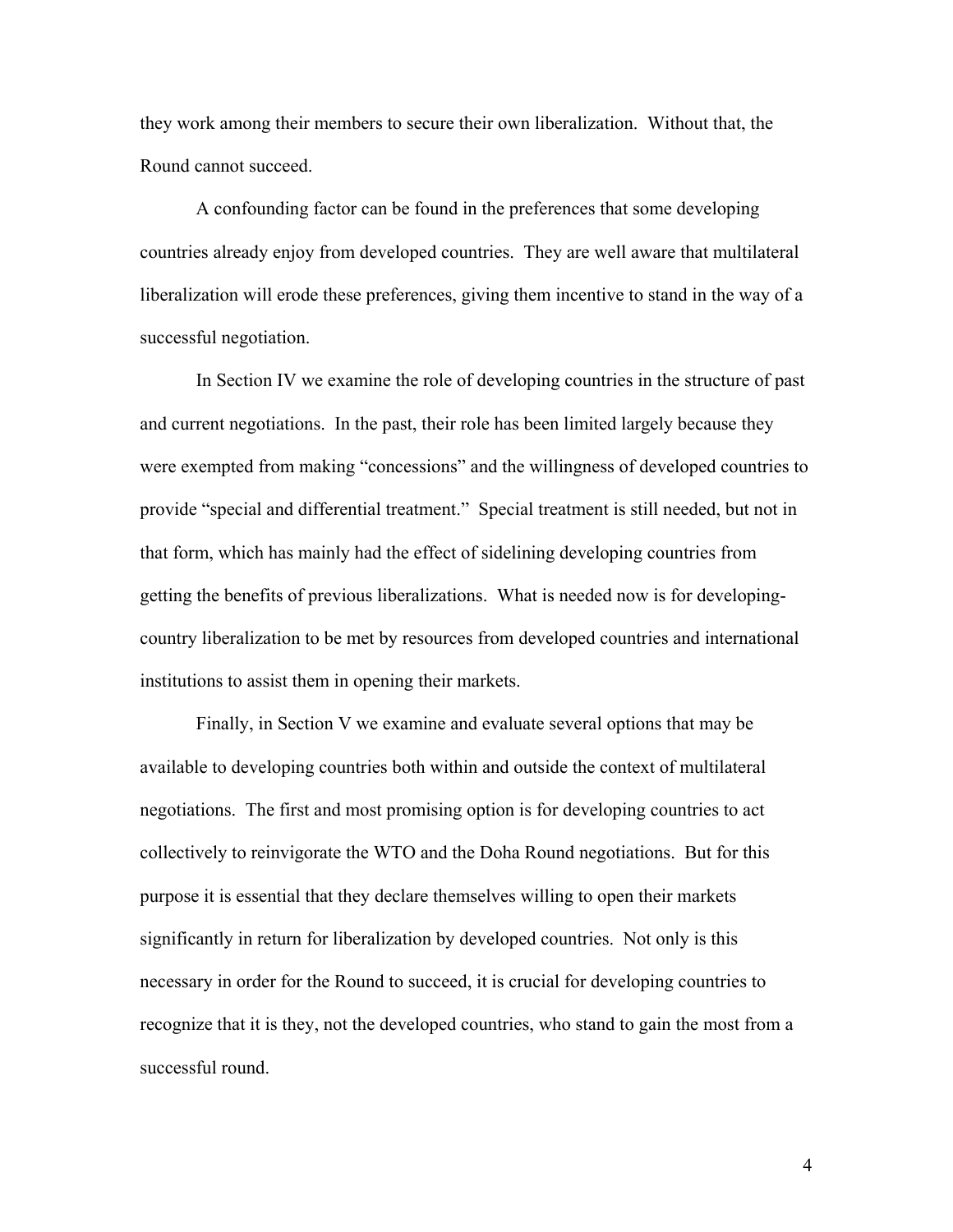they work among their members to secure their own liberalization. Without that, the Round cannot succeed.

A confounding factor can be found in the preferences that some developing countries already enjoy from developed countries. They are well aware that multilateral liberalization will erode these preferences, giving them incentive to stand in the way of a successful negotiation.

In Section IV we examine the role of developing countries in the structure of past and current negotiations. In the past, their role has been limited largely because they were exempted from making "concessions" and the willingness of developed countries to provide "special and differential treatment." Special treatment is still needed, but not in that form, which has mainly had the effect of sidelining developing countries from getting the benefits of previous liberalizations. What is needed now is for developing-country liberalization to be met by resources from developed countries and international institutions to assist them in opening their markets.

Finally, in Section V we examine and evaluate several options that may be available to developing countries both within and outside the context of multilateral negotiations. The first and most promising option is for developing countries to act collectively to reinvigorate the WTO and the Doha Round negotiations. But for this purpose it is essential that they declare themselves willing to open their markets significantly in return for liberalization by developed countries. Not only is this necessary in order for the Round to succeed, it is crucial for developing countries to recognize that it is they, not the developed countries, who stand to gain the most from a successful round.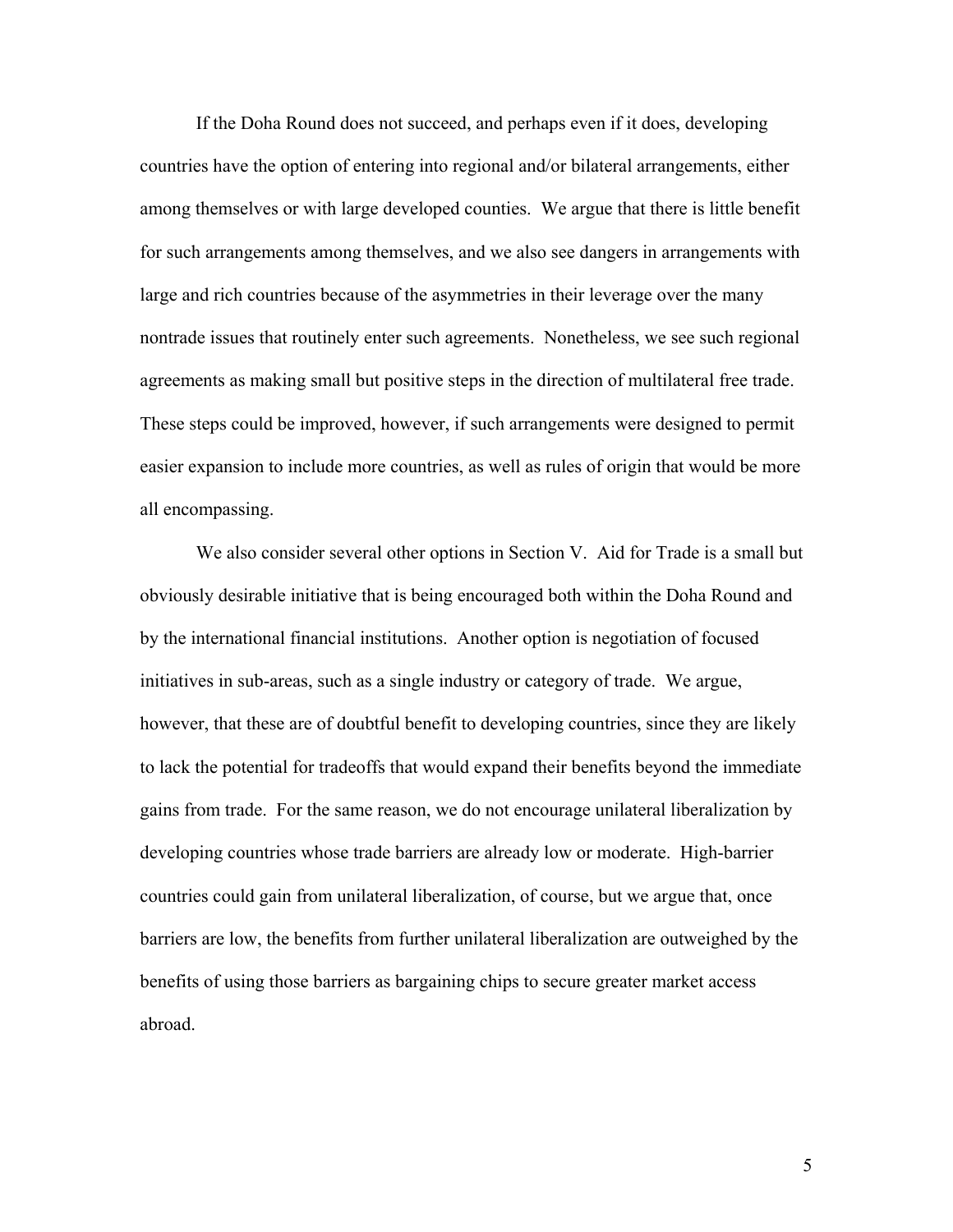If the Doha Round does not succeed, and perhaps even if it does, developing countries have the option of entering into regional and/or bilateral arrangements, either among themselves or with large developed counties. We argue that there is little benefit for such arrangements among themselves, and we also see dangers in arrangements with large and rich countries because of the asymmetries in their leverage over the many nontrade issues that routinely enter such agreements. Nonetheless, we see such regional agreements as making small but positive steps in the direction of multilateral free trade. These steps could be improved, however, if such arrangements were designed to permit easier expansion to include more countries, as well as rules of origin that would be more all encompassing.

We also consider several other options in Section V. Aid for Trade is a small but obviously desirable initiative that is being encouraged both within the Doha Round and by the international financial institutions. Another option is negotiation of focused initiatives in sub-areas, such as a single industry or category of trade. We argue, however, that these are of doubtful benefit to developing countries, since they are likely to lack the potential for tradeoffs that would expand their benefits beyond the immediate gains from trade. For the same reason, we do not encourage unilateral liberalization by developing countries whose trade barriers are already low or moderate. High-barrier countries could gain from unilateral liberalization, of course, but we argue that, once barriers are low, the benefits from further unilateral liberalization are outweighed by the benefits of using those barriers as bargaining chips to secure greater market access abroad.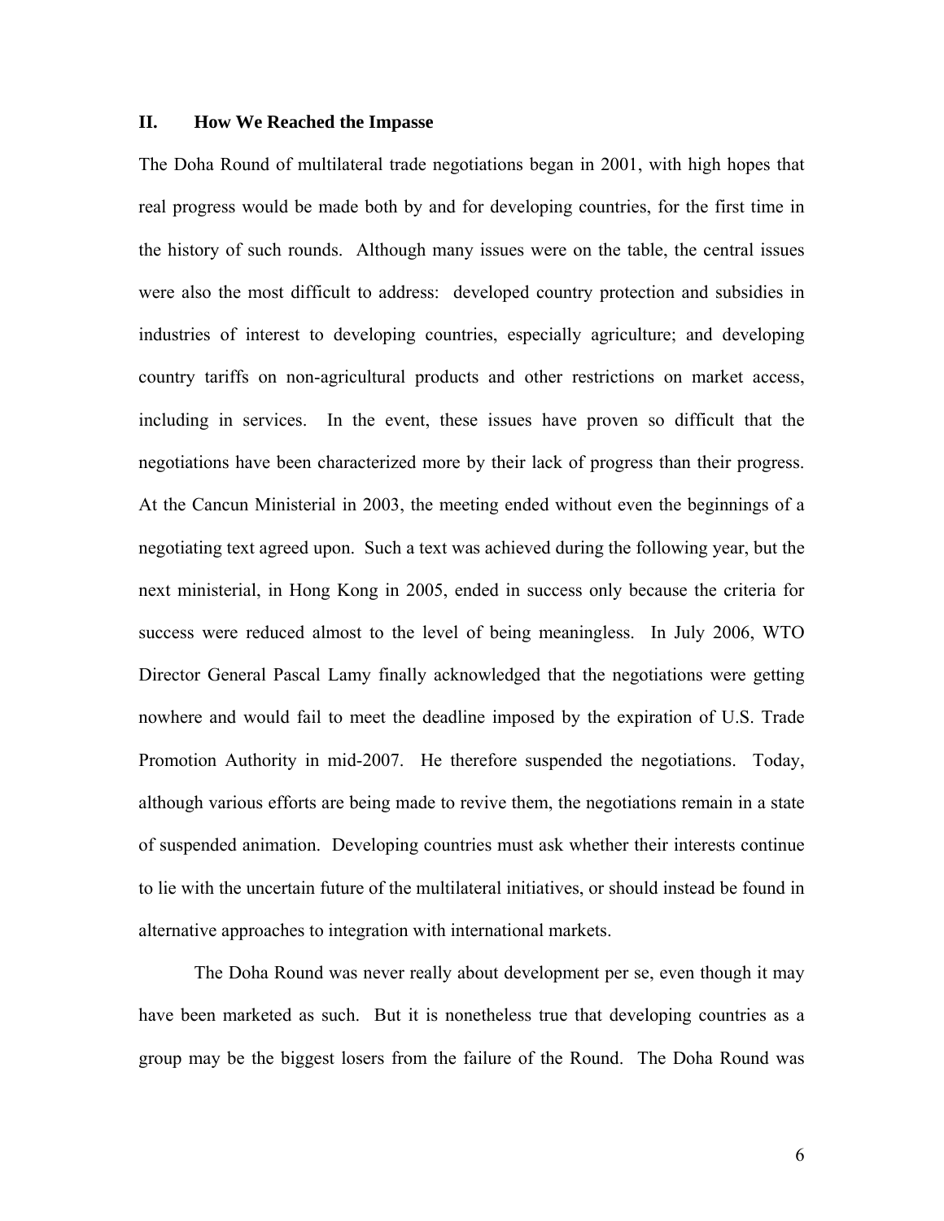## II. How We Reached the Impasse

The Doha Round of multilateral trade negotiations began in 2001, with high hopes that real progress would be made both by and for developing countries, for the first time in the history of such rounds. Although many issues were on the table, the central issues were also the most difficult to address: developed country protection and subsidies in industries of interest to developing countries, especially agriculture; and developing country tariffs on non-agricultural products and other restrictions on market access, including in services. In the event, these issues have proven so difficult that the negotiations have been characterized more by their lack of progress than their progress. At the Cancun Ministerial in 2003, the meeting ended without even the beginnings of a negotiating text agreed upon. Such a text was achieved during the following year, but the next ministerial, in Hong Kong in 2005, ended in success only because the criteria for success were reduced almost to the level of being meaningless. In July 2006, WTO Director General Pascal Lamy finally acknowledged that the negotiations were getting nowhere and would fail to meet the deadline imposed by the expiration of U.S. Trade Promotion Authority in mid-2007. He therefore suspended the negotiations. Today, although various efforts are being made to revive them, the negotiations remain in a state of suspended animation. Developing countries must ask whether their interests continue to lie with the uncertain future of the multilateral initiatives, or should instead be found in alternative approaches to integration with international markets.

The Doha Round was never really about development per se, even though it may have been marketed as such. But it is nonetheless true that developing countries as a group may be the biggest losers from the failure of the Round. The Doha Round was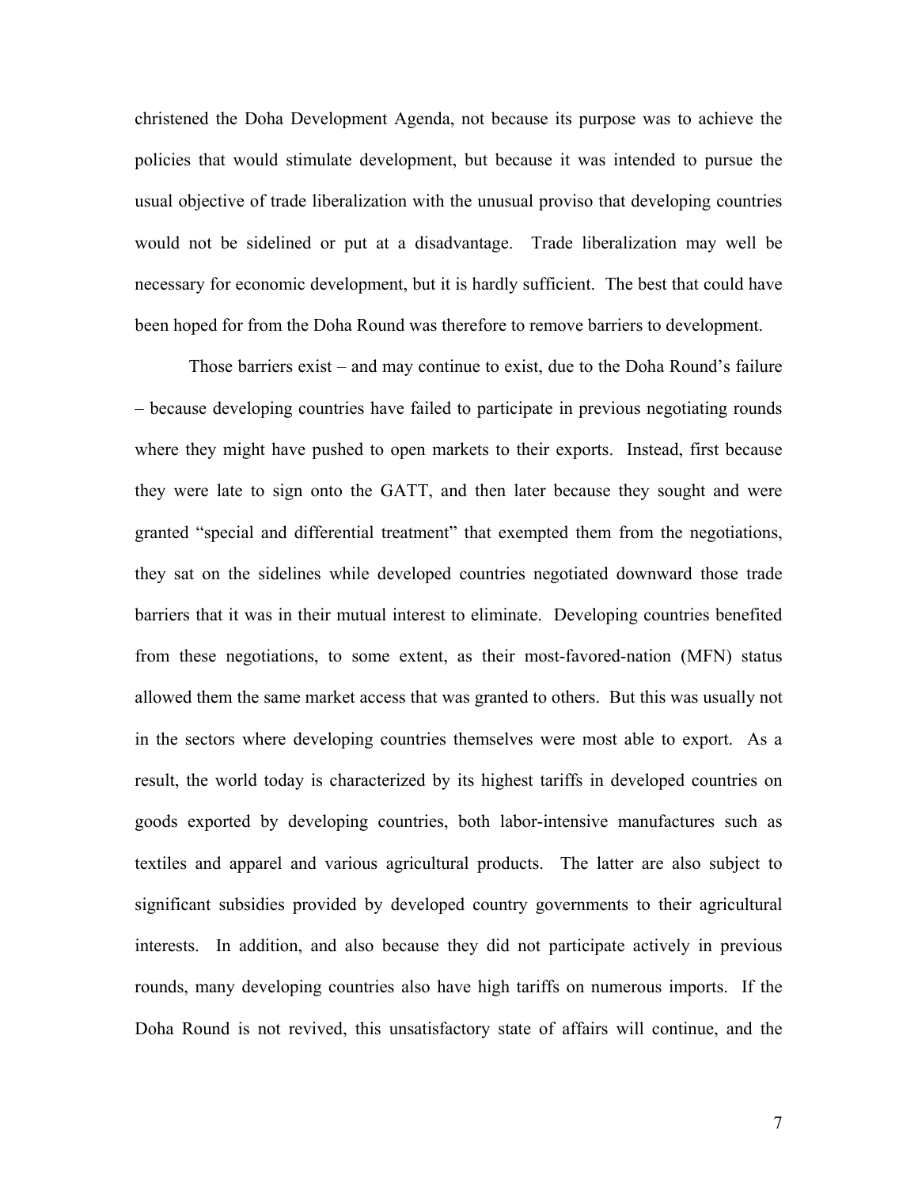christened the Doha Development Agenda, not because its purpose was to achieve the policies that would stimulate development, but because it was intended to pursue the usual objective of trade liberalization with the unusual proviso that developing countries would not be sidelined or put at a disadvantage. Trade liberalization may well be necessary for economic development, but it is hardly sufficient. The best that could have been hoped for from the Doha Round was therefore to remove barriers to development.

Those barriers exist – and may continue to exist, due to the Doha Round's failure – because developing countries have failed to participate in previous negotiating rounds where they might have pushed to open markets to their exports. Instead, first because they were late to sign onto the GATT, and then later because they sought and were granted "special and differential treatment" that exempted them from the negotiations, they sat on the sidelines while developed countries negotiated downward those trade barriers that it was in their mutual interest to eliminate. Developing countries benefited from these negotiations, to some extent, as their most-favored-nation (MFN) status allowed them the same market access that was granted to others. But this was usually not in the sectors where developing countries themselves were most able to export. As a result, the world today is characterized by its highest tariffs in developed countries on goods exported by developing countries, both labor-intensive manufactures such as textiles and apparel and various agricultural products. The latter are also subject to significant subsidies provided by developed country governments to their agricultural interests. In addition, and also because they did not participate actively in previous rounds, many developing countries also have high tariffs on numerous imports. If the Doha Round is not revived, this unsatisfactory state of affairs will continue, and the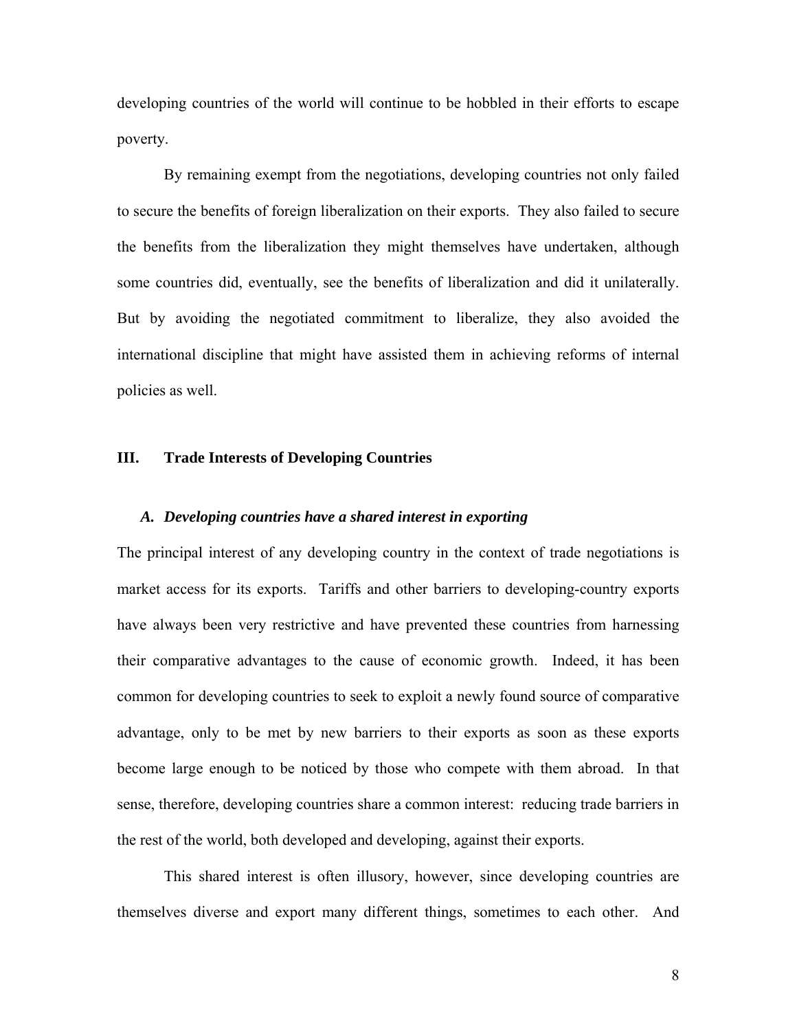developing countries of the world will continue to be hobbled in their efforts to escape poverty.

By remaining exempt from the negotiations, developing countries not only failed to secure the benefits of foreign liberalization on their exports. They also failed to secure the benefits from the liberalization they might themselves have undertaken, although some countries did, eventually, see the benefits of liberalization and did it unilaterally. But by avoiding the negotiated commitment to liberalize, they also avoided the international discipline that might have assisted them in achieving reforms of internal policies as well.

## III. Trade Interests of Developing Countries

### *A. Developing countries have a shared interest in exporting*

The principal interest of any developing country in the context of trade negotiations is market access for its exports. Tariffs and other barriers to developing-country exports have always been very restrictive and have prevented these countries from harnessing their comparative advantages to the cause of economic growth. Indeed, it has been common for developing countries to seek to exploit a newly found source of comparative advantage, only to be met by new barriers to their exports as soon as these exports become large enough to be noticed by those who compete with them abroad. In that sense, therefore, developing countries share a common interest: reducing trade barriers in the rest of the world, both developed and developing, against their exports.

This shared interest is often illusory, however, since developing countries are themselves diverse and export many different things, sometimes to each other. And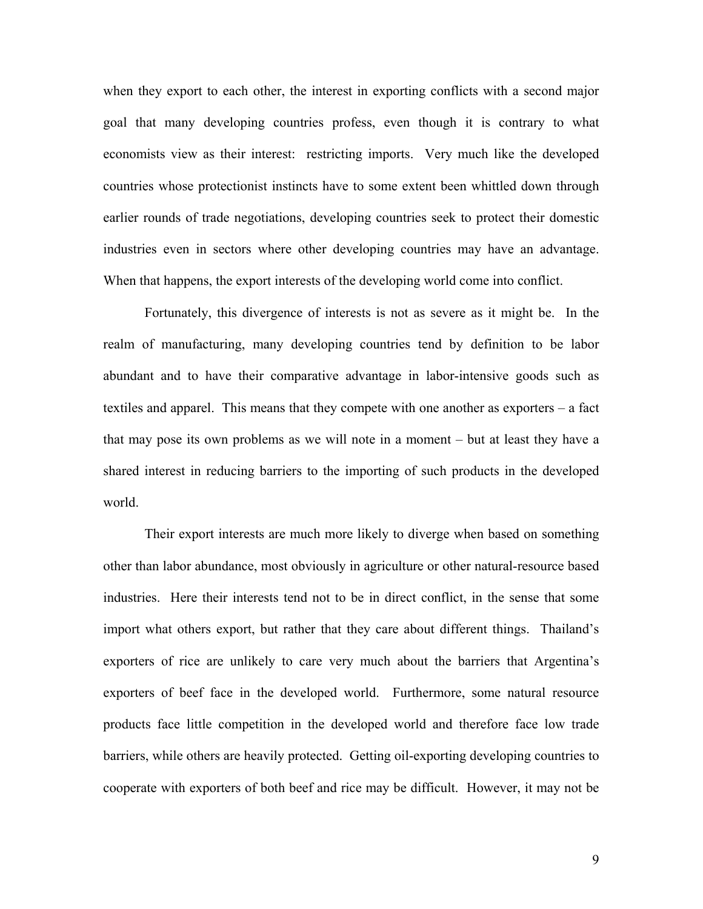when they export to each other, the interest in exporting conflicts with a second major goal that many developing countries profess, even though it is contrary to what economists view as their interest: restricting imports. Very much like the developed countries whose protectionist instincts have to some extent been whittled down through earlier rounds of trade negotiations, developing countries seek to protect their domestic industries even in sectors where other developing countries may have an advantage. When that happens, the export interests of the developing world come into conflict.

Fortunately, this divergence of interests is not as severe as it might be. In the realm of manufacturing, many developing countries tend by definition to be labor abundant and to have their comparative advantage in labor-intensive goods such as textiles and apparel. This means that they compete with one another as exporters – a fact that may pose its own problems as we will note in a moment – but at least they have a shared interest in reducing barriers to the importing of such products in the developed world.

Their export interests are much more likely to diverge when based on something other than labor abundance, most obviously in agriculture or other natural-resource based industries. Here their interests tend not to be in direct conflict, in the sense that some import what others export, but rather that they care about different things. Thailand's exporters of rice are unlikely to care very much about the barriers that Argentina's exporters of beef face in the developed world. Furthermore, some natural resource products face little competition in the developed world and therefore face low trade barriers, while others are heavily protected. Getting oil-exporting developing countries to cooperate with exporters of both beef and rice may be difficult. However, it may not be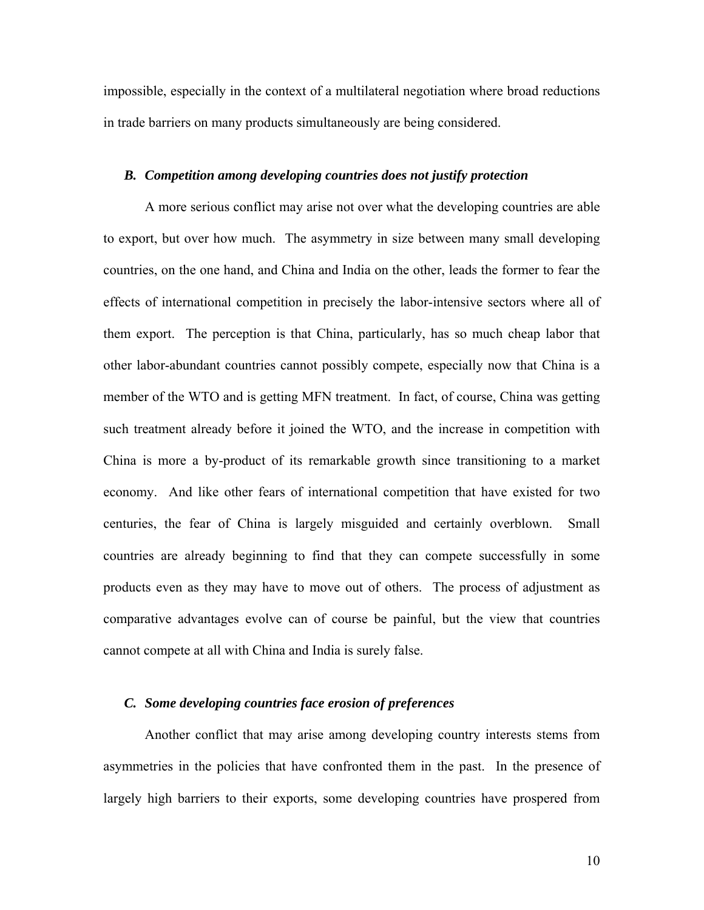impossible, especially in the context of a multilateral negotiation where broad reductions in trade barriers on many products simultaneously are being considered.

### *B. Competition among developing countries does not justify protection*

A more serious conflict may arise not over what the developing countries are able to export, but over how much. The asymmetry in size between many small developing countries, on the one hand, and China and India on the other, leads the former to fear the effects of international competition in precisely the labor-intensive sectors where all of them export. The perception is that China, particularly, has so much cheap labor that other labor-abundant countries cannot possibly compete, especially now that China is a member of the WTO and is getting MFN treatment. In fact, of course, China was getting such treatment already before it joined the WTO, and the increase in competition with China is more a by-product of its remarkable growth since transitioning to a market economy. And like other fears of international competition that have existed for two centuries, the fear of China is largely misguided and certainly overblown. Small countries are already beginning to find that they can compete successfully in some products even as they may have to move out of others. The process of adjustment as comparative advantages evolve can of course be painful, but the view that countries cannot compete at all with China and India is surely false.

### *C. Some developing countries face erosion of preferences*

Another conflict that may arise among developing country interests stems from asymmetries in the policies that have confronted them in the past. In the presence of largely high barriers to their exports, some developing countries have prospered from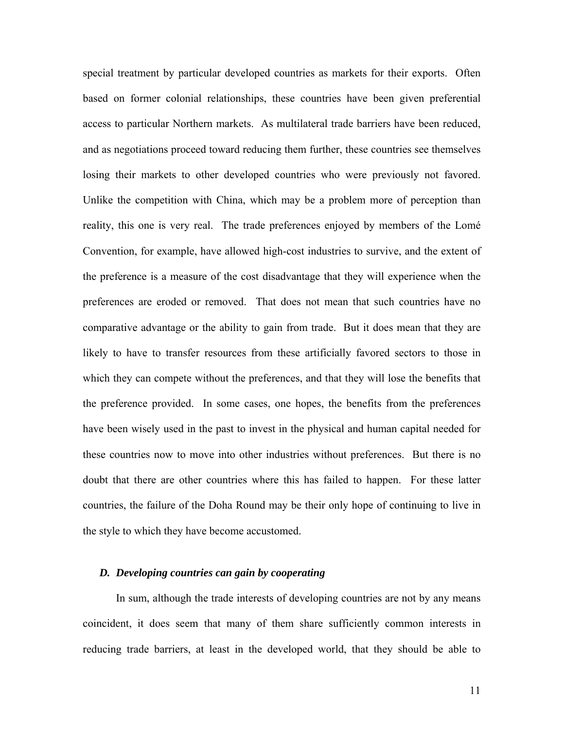special treatment by particular developed countries as markets for their exports. Often based on former colonial relationships, these countries have been given preferential access to particular Northern markets. As multilateral trade barriers have been reduced, and as negotiations proceed toward reducing them further, these countries see themselves losing their markets to other developed countries who were previously not favored. Unlike the competition with China, which may be a problem more of perception than reality, this one is very real. The trade preferences enjoyed by members of the Lomé Convention, for example, have allowed high-cost industries to survive, and the extent of the preference is a measure of the cost disadvantage that they will experience when the preferences are eroded or removed. That does not mean that such countries have no comparative advantage or the ability to gain from trade. But it does mean that they are likely to have to transfer resources from these artificially favored sectors to those in which they can compete without the preferences, and that they will lose the benefits that the preference provided. In some cases, one hopes, the benefits from the preferences have been wisely used in the past to invest in the physical and human capital needed for these countries now to move into other industries without preferences. But there is no doubt that there are other countries where this has failed to happen. For these latter countries, the failure of the Doha Round may be their only hope of continuing to live in the style to which they have become accustomed.

### *D. Developing countries can gain by cooperating*

In sum, although the trade interests of developing countries are not by any means coincident, it does seem that many of them share sufficiently common interests in reducing trade barriers, at least in the developed world, that they should be able to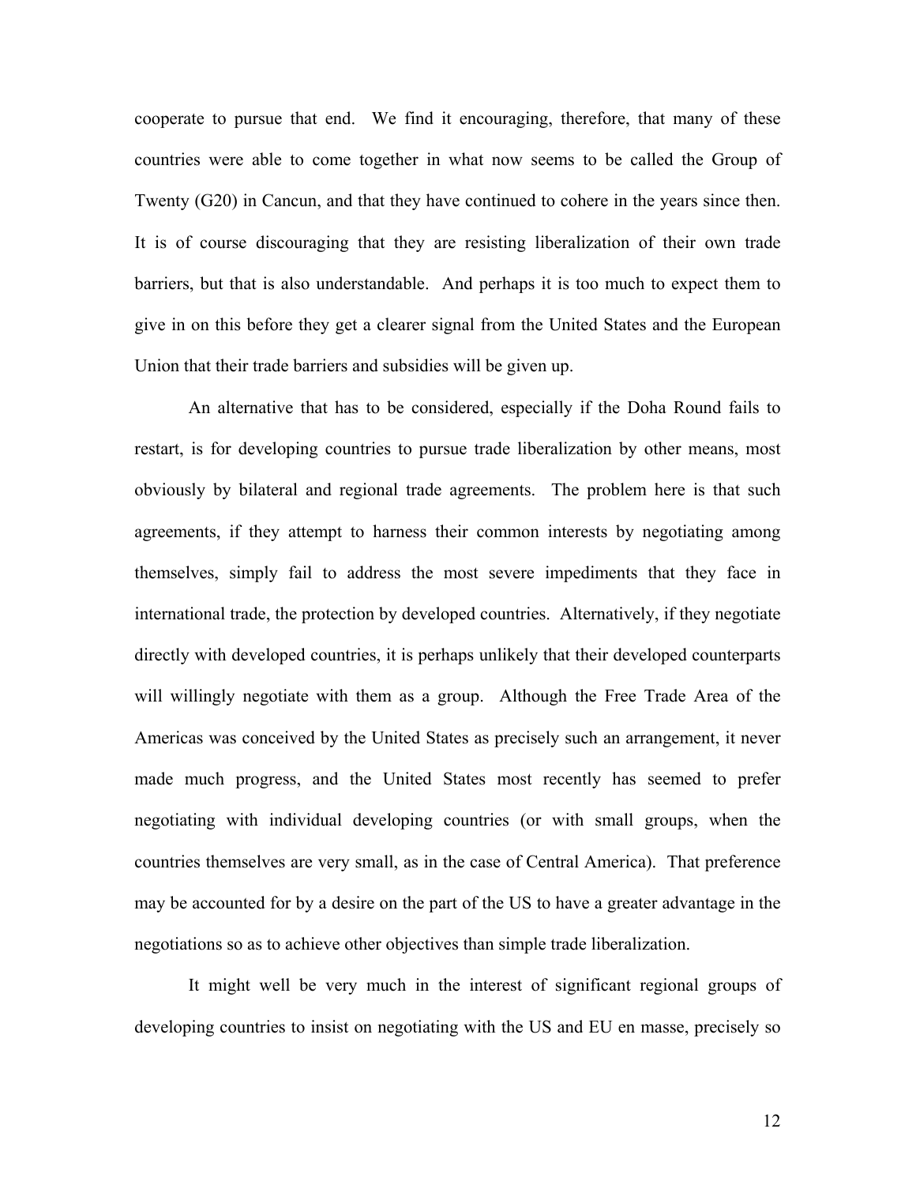cooperate to pursue that end. We find it encouraging, therefore, that many of these countries were able to come together in what now seems to be called the Group of Twenty (G20) in Cancun, and that they have continued to cohere in the years since then. It is of course discouraging that they are resisting liberalization of their own trade barriers, but that is also understandable. And perhaps it is too much to expect them to give in on this before they get a clearer signal from the United States and the European Union that their trade barriers and subsidies will be given up.

An alternative that has to be considered, especially if the Doha Round fails to restart, is for developing countries to pursue trade liberalization by other means, most obviously by bilateral and regional trade agreements. The problem here is that such agreements, if they attempt to harness their common interests by negotiating among themselves, simply fail to address the most severe impediments that they face in international trade, the protection by developed countries. Alternatively, if they negotiate directly with developed countries, it is perhaps unlikely that their developed counterparts will willingly negotiate with them as a group. Although the Free Trade Area of the Americas was conceived by the United States as precisely such an arrangement, it never made much progress, and the United States most recently has seemed to prefer negotiating with individual developing countries (or with small groups, when the countries themselves are very small, as in the case of Central America). That preference may be accounted for by a desire on the part of the US to have a greater advantage in the negotiations so as to achieve other objectives than simple trade liberalization.

It might well be very much in the interest of significant regional groups of developing countries to insist on negotiating with the US and EU en masse, precisely so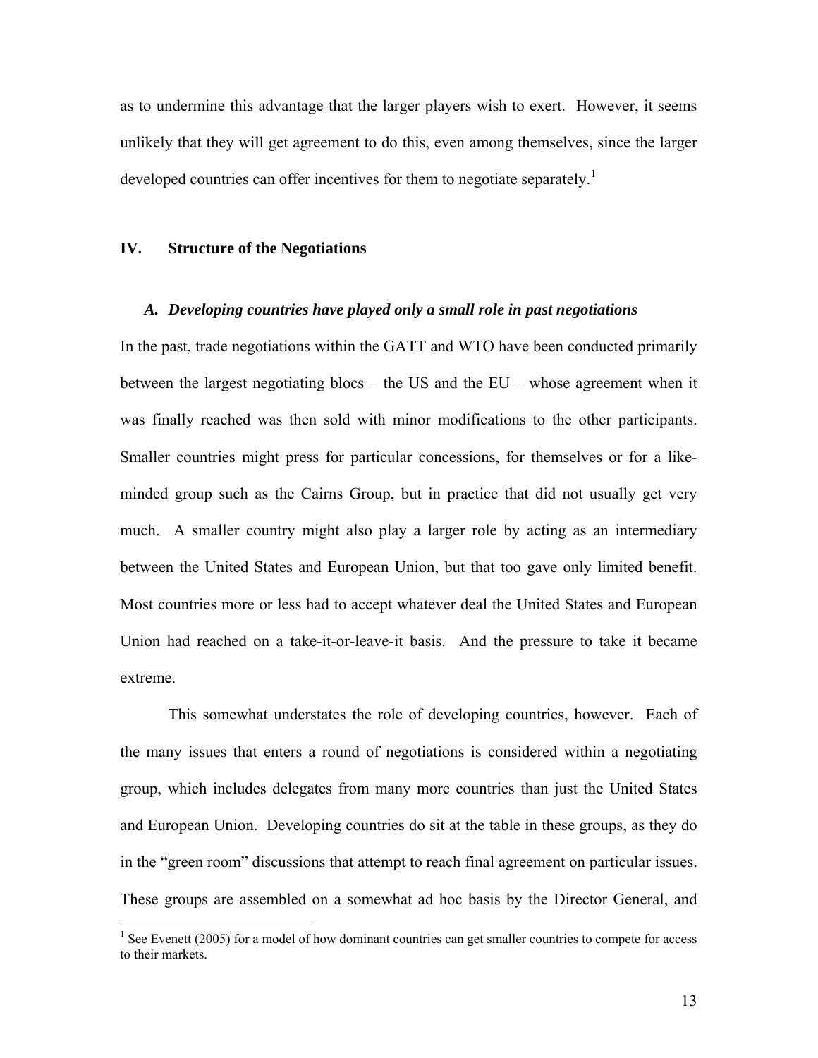as to undermine this advantage that the larger players wish to exert. However, it seems unlikely that they will get agreement to do this, even among themselves, since the larger developed countries can offer incentives for them to negotiate separately.[1]

## IV. Structure of the Negotiations

### *A. Developing countries have played only a small role in past negotiations*

In the past, trade negotiations within the GATT and WTO have been conducted primarily between the largest negotiating blocs – the US and the EU – whose agreement when it was finally reached was then sold with minor modifications to the other participants. Smaller countries might press for particular concessions, for themselves or for a like-minded group such as the Cairns Group, but in practice that did not usually get very much. A smaller country might also play a larger role by acting as an intermediary between the United States and European Union, but that too gave only limited benefit. Most countries more or less had to accept whatever deal the United States and European Union had reached on a take-it-or-leave-it basis. And the pressure to take it became extreme.

This somewhat understates the role of developing countries, however. Each of the many issues that enters a round of negotiations is considered within a negotiating group, which includes delegates from many more countries than just the United States and European Union. Developing countries do sit at the table in these groups, as they do in the "green room" discussions that attempt to reach final agreement on particular issues. These groups are assembled on a somewhat ad hoc basis by the Director General, and

[1] See Evenett (2005) for a model of how dominant countries can get smaller countries to compete for access to their markets.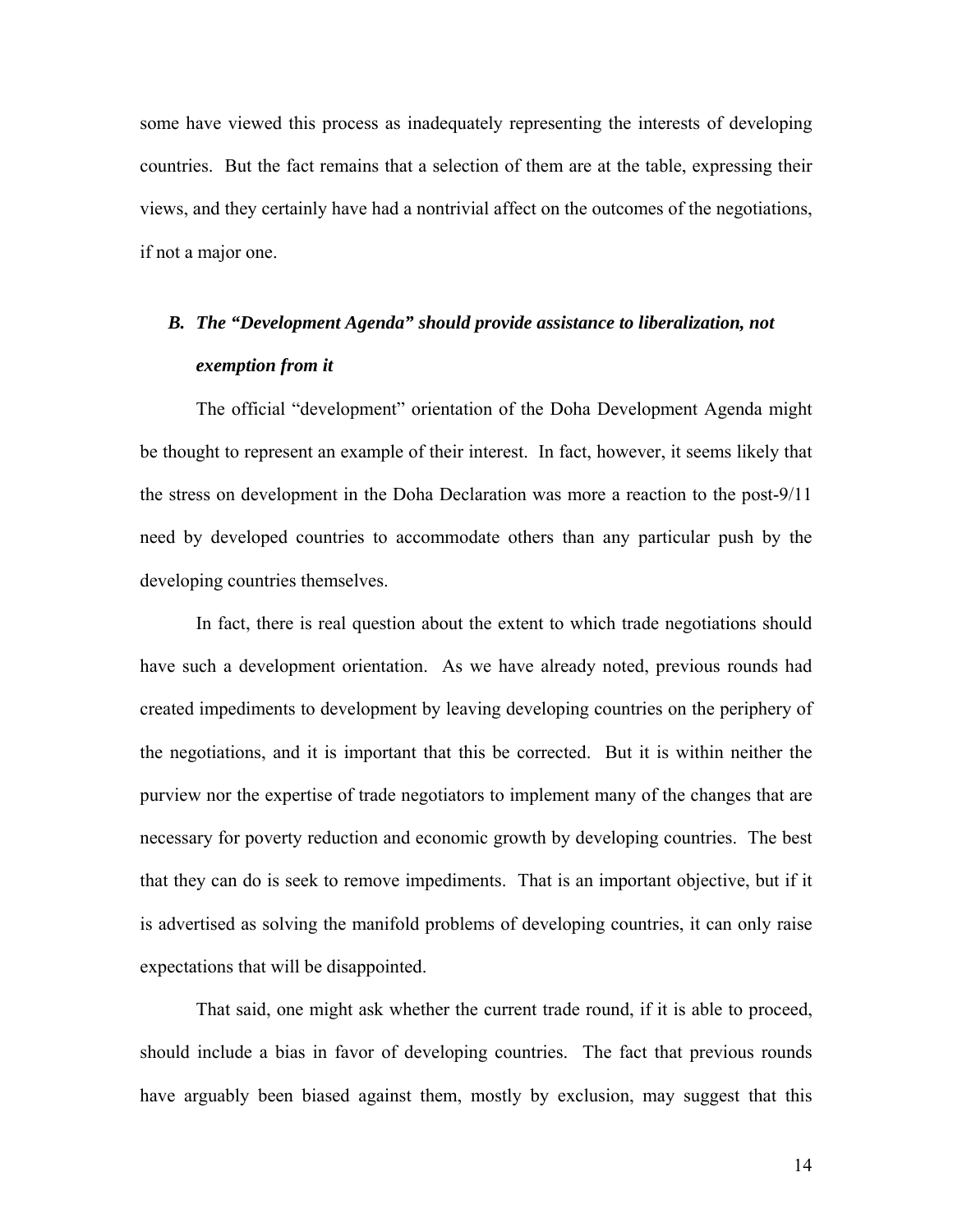some have viewed this process as inadequately representing the interests of developing countries. But the fact remains that a selection of them are at the table, expressing their views, and they certainly have had a nontrivial affect on the outcomes of the negotiations, if not a major one.

### *B. The "Development Agenda" should provide assistance to liberalization, not exemption from it*

The official "development" orientation of the Doha Development Agenda might be thought to represent an example of their interest. In fact, however, it seems likely that the stress on development in the Doha Declaration was more a reaction to the post-9/11 need by developed countries to accommodate others than any particular push by the developing countries themselves.

In fact, there is real question about the extent to which trade negotiations should have such a development orientation. As we have already noted, previous rounds had created impediments to development by leaving developing countries on the periphery of the negotiations, and it is important that this be corrected. But it is within neither the purview nor the expertise of trade negotiators to implement many of the changes that are necessary for poverty reduction and economic growth by developing countries. The best that they can do is seek to remove impediments. That is an important objective, but if it is advertised as solving the manifold problems of developing countries, it can only raise expectations that will be disappointed.

That said, one might ask whether the current trade round, if it is able to proceed, should include a bias in favor of developing countries. The fact that previous rounds have arguably been biased against them, mostly by exclusion, may suggest that this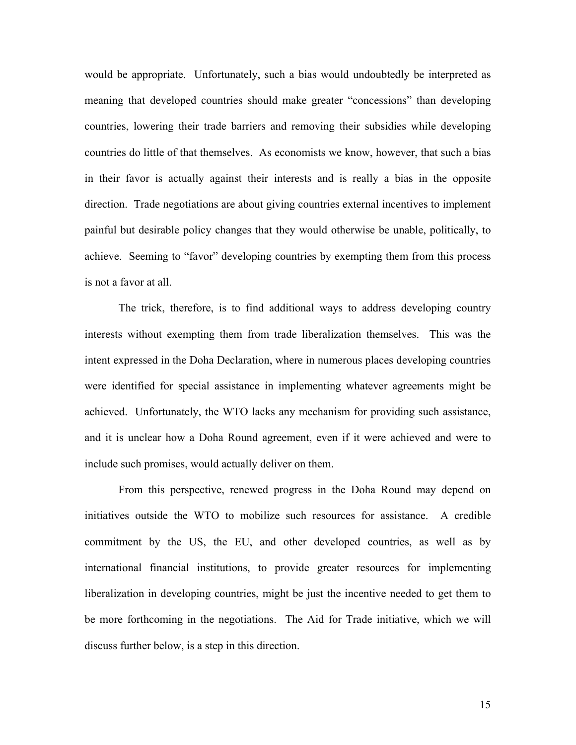would be appropriate. Unfortunately, such a bias would undoubtedly be interpreted as meaning that developed countries should make greater "concessions" than developing countries, lowering their trade barriers and removing their subsidies while developing countries do little of that themselves. As economists we know, however, that such a bias in their favor is actually against their interests and is really a bias in the opposite direction. Trade negotiations are about giving countries external incentives to implement painful but desirable policy changes that they would otherwise be unable, politically, to achieve. Seeming to "favor" developing countries by exempting them from this process is not a favor at all.

The trick, therefore, is to find additional ways to address developing country interests without exempting them from trade liberalization themselves. This was the intent expressed in the Doha Declaration, where in numerous places developing countries were identified for special assistance in implementing whatever agreements might be achieved. Unfortunately, the WTO lacks any mechanism for providing such assistance, and it is unclear how a Doha Round agreement, even if it were achieved and were to include such promises, would actually deliver on them.

From this perspective, renewed progress in the Doha Round may depend on initiatives outside the WTO to mobilize such resources for assistance. A credible commitment by the US, the EU, and other developed countries, as well as by international financial institutions, to provide greater resources for implementing liberalization in developing countries, might be just the incentive needed to get them to be more forthcoming in the negotiations. The Aid for Trade initiative, which we will discuss further below, is a step in this direction.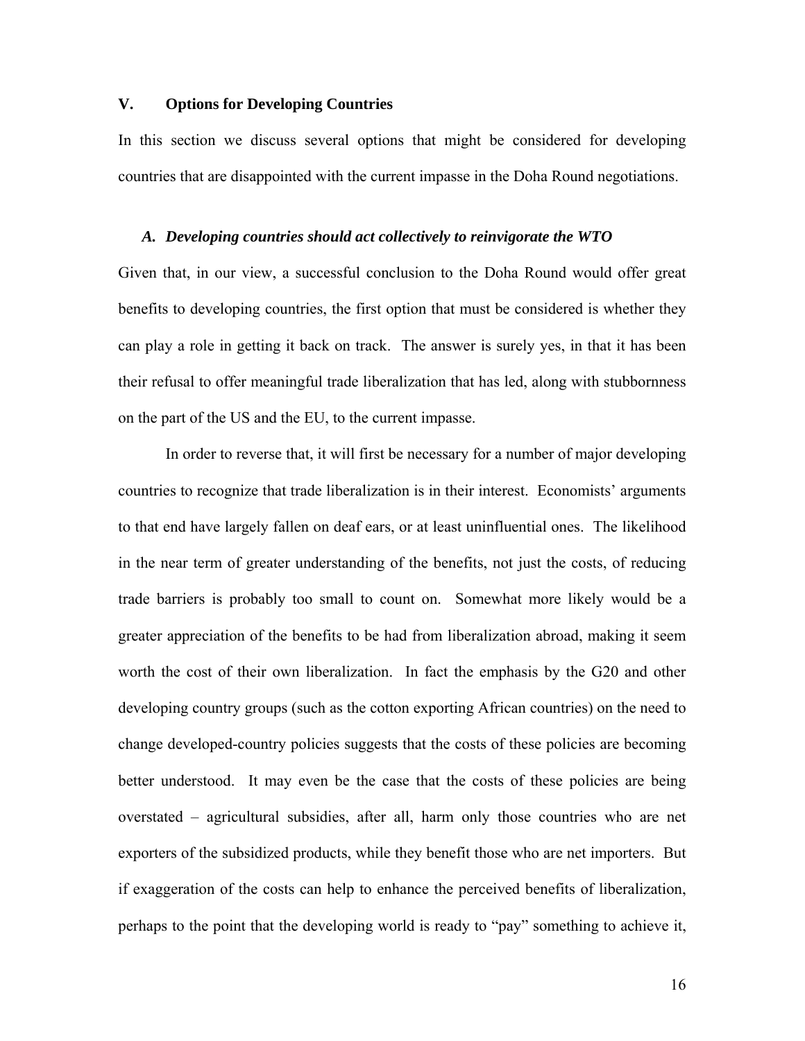## V. Options for Developing Countries

In this section we discuss several options that might be considered for developing countries that are disappointed with the current impasse in the Doha Round negotiations.

### *A. Developing countries should act collectively to reinvigorate the WTO*

Given that, in our view, a successful conclusion to the Doha Round would offer great benefits to developing countries, the first option that must be considered is whether they can play a role in getting it back on track. The answer is surely yes, in that it has been their refusal to offer meaningful trade liberalization that has led, along with stubbornness on the part of the US and the EU, to the current impasse.

In order to reverse that, it will first be necessary for a number of major developing countries to recognize that trade liberalization is in their interest. Economists' arguments to that end have largely fallen on deaf ears, or at least uninfluential ones. The likelihood in the near term of greater understanding of the benefits, not just the costs, of reducing trade barriers is probably too small to count on. Somewhat more likely would be a greater appreciation of the benefits to be had from liberalization abroad, making it seem worth the cost of their own liberalization. In fact the emphasis by the G20 and other developing country groups (such as the cotton exporting African countries) on the need to change developed-country policies suggests that the costs of these policies are becoming better understood. It may even be the case that the costs of these policies are being overstated – agricultural subsidies, after all, harm only those countries who are net exporters of the subsidized products, while they benefit those who are net importers. But if exaggeration of the costs can help to enhance the perceived benefits of liberalization, perhaps to the point that the developing world is ready to "pay" something to achieve it,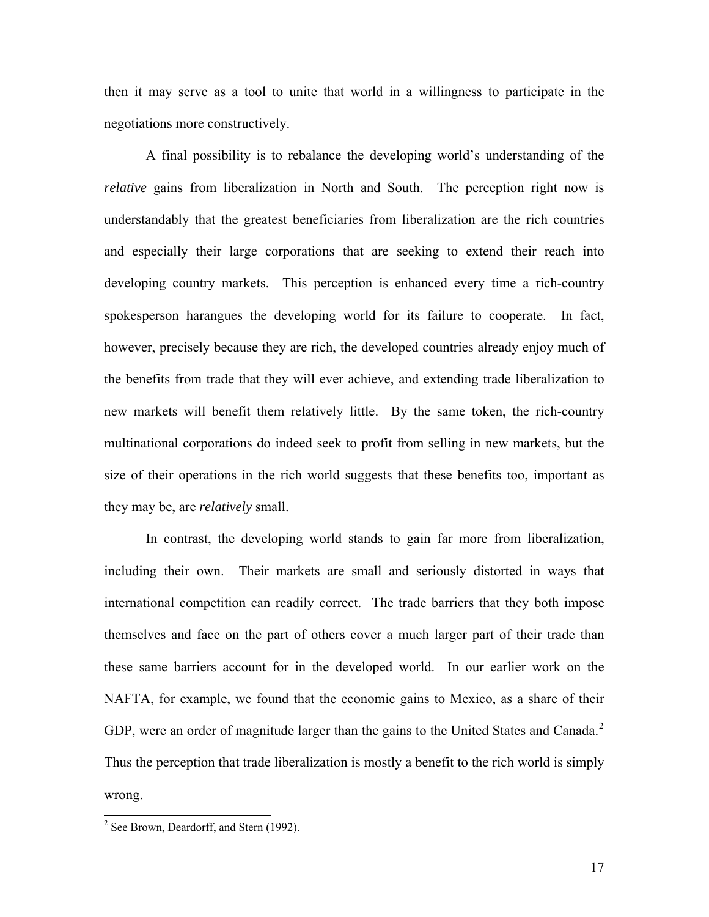then it may serve as a tool to unite that world in a willingness to participate in the negotiations more constructively.

A final possibility is to rebalance the developing world's understanding of the *relative* gains from liberalization in North and South. The perception right now is understandably that the greatest beneficiaries from liberalization are the rich countries and especially their large corporations that are seeking to extend their reach into developing country markets. This perception is enhanced every time a rich-country spokesperson harangues the developing world for its failure to cooperate. In fact, however, precisely because they are rich, the developed countries already enjoy much of the benefits from trade that they will ever achieve, and extending trade liberalization to new markets will benefit them relatively little. By the same token, the rich-country multinational corporations do indeed seek to profit from selling in new markets, but the size of their operations in the rich world suggests that these benefits too, important as they may be, are *relatively* small.

In contrast, the developing world stands to gain far more from liberalization, including their own. Their markets are small and seriously distorted in ways that international competition can readily correct. The trade barriers that they both impose themselves and face on the part of others cover a much larger part of their trade than these same barriers account for in the developed world. In our earlier work on the NAFTA, for example, we found that the economic gains to Mexico, as a share of their GDP, were an order of magnitude larger than the gains to the United States and Canada.[2] Thus the perception that trade liberalization is mostly a benefit to the rich world is simply wrong.

---

[2] See Brown, Deardorff, and Stern (1992).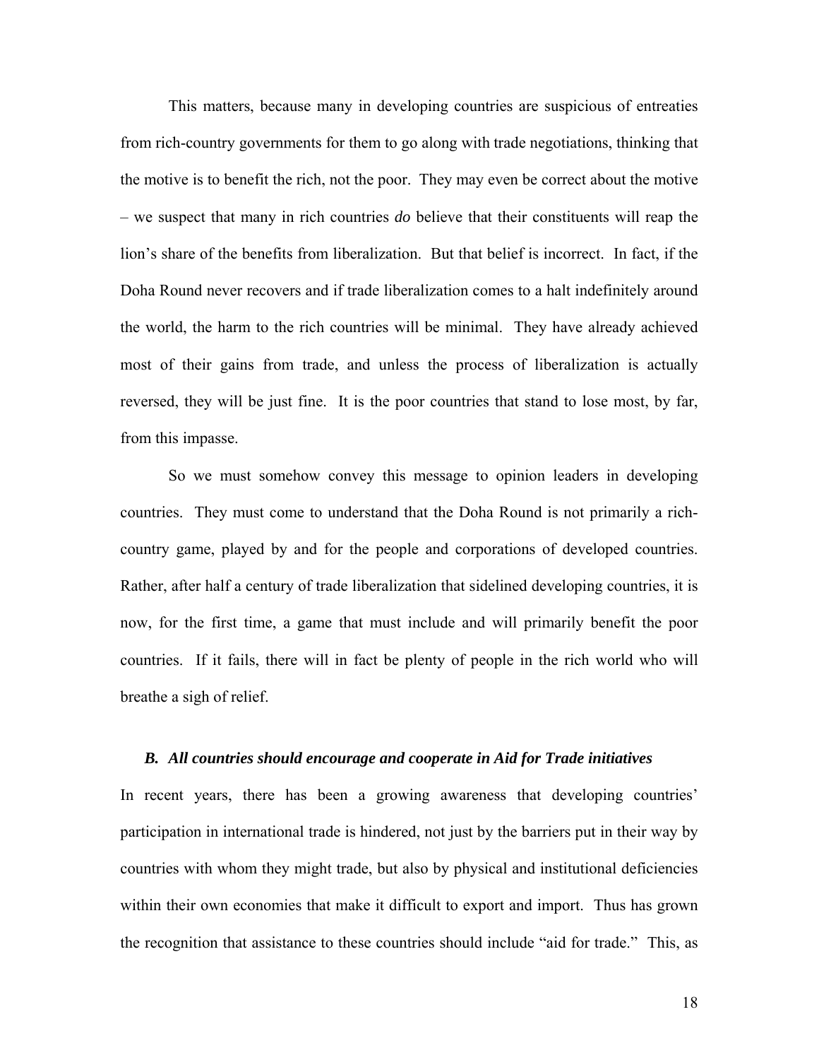This matters, because many in developing countries are suspicious of entreaties from rich-country governments for them to go along with trade negotiations, thinking that the motive is to benefit the rich, not the poor. They may even be correct about the motive – we suspect that many in rich countries *do* believe that their constituents will reap the lion's share of the benefits from liberalization. But that belief is incorrect. In fact, if the Doha Round never recovers and if trade liberalization comes to a halt indefinitely around the world, the harm to the rich countries will be minimal. They have already achieved most of their gains from trade, and unless the process of liberalization is actually reversed, they will be just fine. It is the poor countries that stand to lose most, by far, from this impasse.

So we must somehow convey this message to opinion leaders in developing countries. They must come to understand that the Doha Round is not primarily a rich-country game, played by and for the people and corporations of developed countries. Rather, after half a century of trade liberalization that sidelined developing countries, it is now, for the first time, a game that must include and will primarily benefit the poor countries. If it fails, there will in fact be plenty of people in the rich world who will breathe a sigh of relief.

### *B. All countries should encourage and cooperate in Aid for Trade initiatives*

In recent years, there has been a growing awareness that developing countries' participation in international trade is hindered, not just by the barriers put in their way by countries with whom they might trade, but also by physical and institutional deficiencies within their own economies that make it difficult to export and import. Thus has grown the recognition that assistance to these countries should include "aid for trade." This, as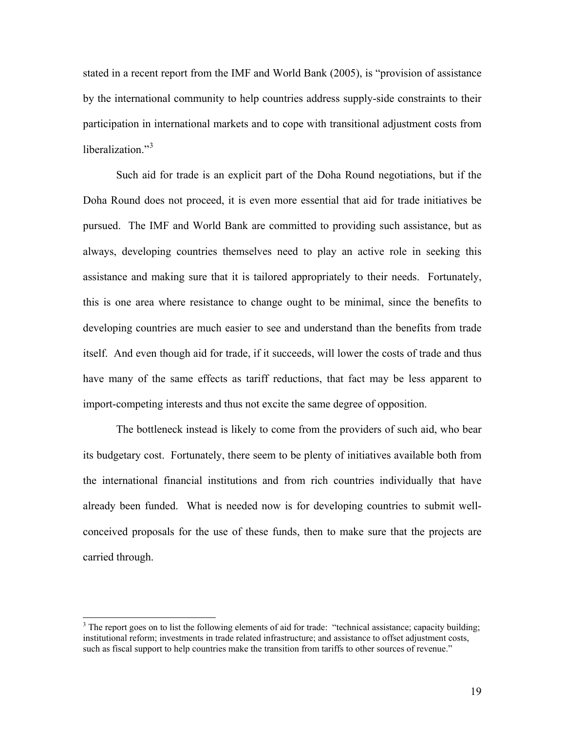stated in a recent report from the IMF and World Bank (2005), is "provision of assistance by the international community to help countries address supply-side constraints to their participation in international markets and to cope with transitional adjustment costs from liberalization."[3]

Such aid for trade is an explicit part of the Doha Round negotiations, but if the Doha Round does not proceed, it is even more essential that aid for trade initiatives be pursued. The IMF and World Bank are committed to providing such assistance, but as always, developing countries themselves need to play an active role in seeking this assistance and making sure that it is tailored appropriately to their needs. Fortunately, this is one area where resistance to change ought to be minimal, since the benefits to developing countries are much easier to see and understand than the benefits from trade itself. And even though aid for trade, if it succeeds, will lower the costs of trade and thus have many of the same effects as tariff reductions, that fact may be less apparent to import-competing interests and thus not excite the same degree of opposition.

The bottleneck instead is likely to come from the providers of such aid, who bear its budgetary cost. Fortunately, there seem to be plenty of initiatives available both from the international financial institutions and from rich countries individually that have already been funded. What is needed now is for developing countries to submit well-conceived proposals for the use of these funds, then to make sure that the projects are carried through.

[3] The report goes on to list the following elements of aid for trade: "technical assistance; capacity building; institutional reform; investments in trade related infrastructure; and assistance to offset adjustment costs, such as fiscal support to help countries make the transition from tariffs to other sources of revenue."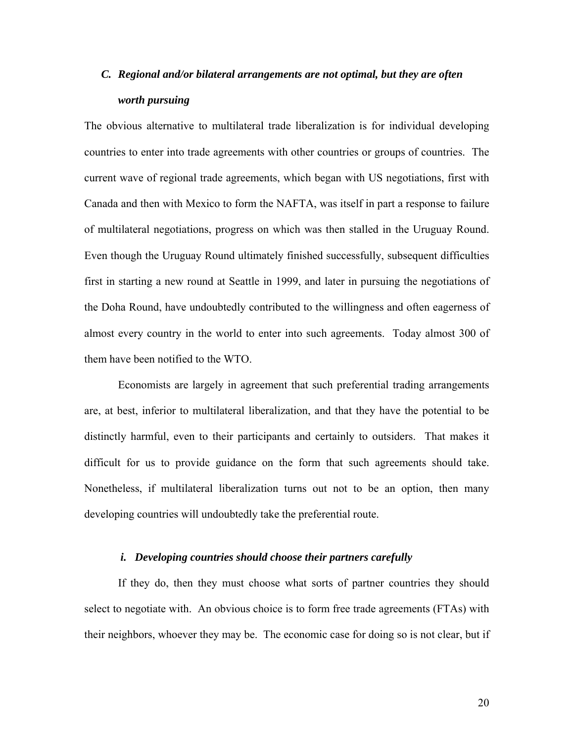### *C. Regional and/or bilateral arrangements are not optimal, but they are often worth pursuing*

The obvious alternative to multilateral trade liberalization is for individual developing countries to enter into trade agreements with other countries or groups of countries. The current wave of regional trade agreements, which began with US negotiations, first with Canada and then with Mexico to form the NAFTA, was itself in part a response to failure of multilateral negotiations, progress on which was then stalled in the Uruguay Round. Even though the Uruguay Round ultimately finished successfully, subsequent difficulties first in starting a new round at Seattle in 1999, and later in pursuing the negotiations of the Doha Round, have undoubtedly contributed to the willingness and often eagerness of almost every country in the world to enter into such agreements. Today almost 300 of them have been notified to the WTO.

Economists are largely in agreement that such preferential trading arrangements are, at best, inferior to multilateral liberalization, and that they have the potential to be distinctly harmful, even to their participants and certainly to outsiders. That makes it difficult for us to provide guidance on the form that such agreements should take. Nonetheless, if multilateral liberalization turns out not to be an option, then many developing countries will undoubtedly take the preferential route.

#### *i. Developing countries should choose their partners carefully*

If they do, then they must choose what sorts of partner countries they should select to negotiate with. An obvious choice is to form free trade agreements (FTAs) with their neighbors, whoever they may be. The economic case for doing so is not clear, but if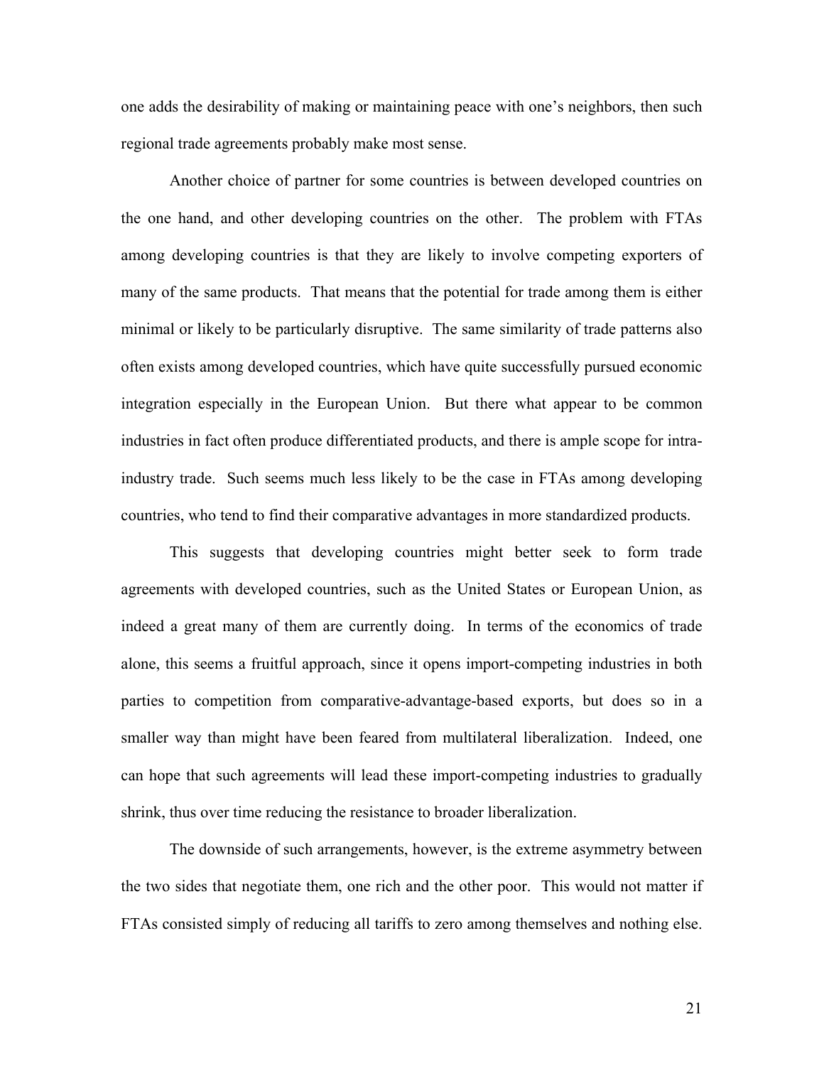one adds the desirability of making or maintaining peace with one's neighbors, then such regional trade agreements probably make most sense.

Another choice of partner for some countries is between developed countries on the one hand, and other developing countries on the other. The problem with FTAs among developing countries is that they are likely to involve competing exporters of many of the same products. That means that the potential for trade among them is either minimal or likely to be particularly disruptive. The same similarity of trade patterns also often exists among developed countries, which have quite successfully pursued economic integration especially in the European Union. But there what appear to be common industries in fact often produce differentiated products, and there is ample scope for intra-industry trade. Such seems much less likely to be the case in FTAs among developing countries, who tend to find their comparative advantages in more standardized products.

This suggests that developing countries might better seek to form trade agreements with developed countries, such as the United States or European Union, as indeed a great many of them are currently doing. In terms of the economics of trade alone, this seems a fruitful approach, since it opens import-competing industries in both parties to competition from comparative-advantage-based exports, but does so in a smaller way than might have been feared from multilateral liberalization. Indeed, one can hope that such agreements will lead these import-competing industries to gradually shrink, thus over time reducing the resistance to broader liberalization.

The downside of such arrangements, however, is the extreme asymmetry between the two sides that negotiate them, one rich and the other poor. This would not matter if FTAs consisted simply of reducing all tariffs to zero among themselves and nothing else.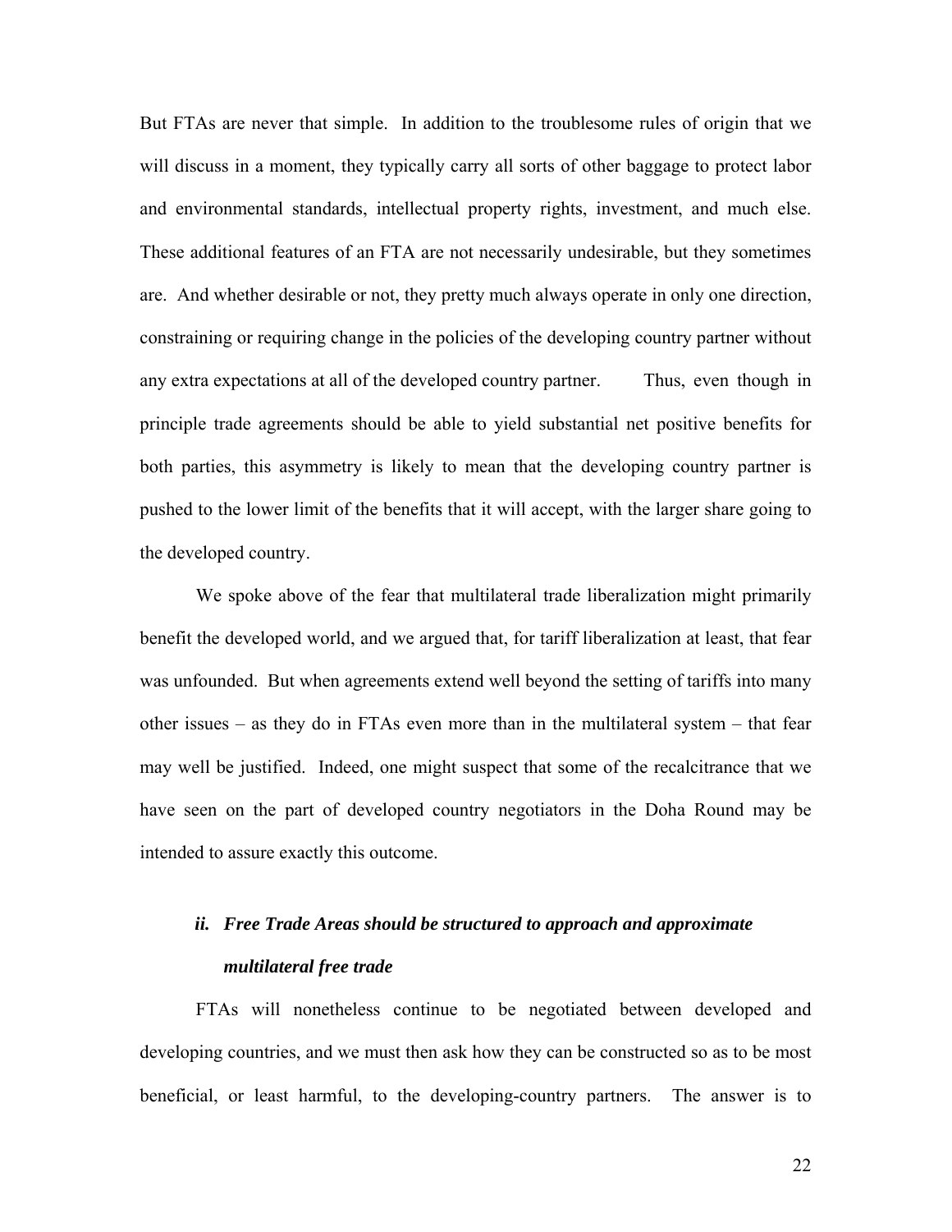But FTAs are never that simple. In addition to the troublesome rules of origin that we will discuss in a moment, they typically carry all sorts of other baggage to protect labor and environmental standards, intellectual property rights, investment, and much else. These additional features of an FTA are not necessarily undesirable, but they sometimes are. And whether desirable or not, they pretty much always operate in only one direction, constraining or requiring change in the policies of the developing country partner without any extra expectations at all of the developed country partner. Thus, even though in principle trade agreements should be able to yield substantial net positive benefits for both parties, this asymmetry is likely to mean that the developing country partner is pushed to the lower limit of the benefits that it will accept, with the larger share going to the developed country.

We spoke above of the fear that multilateral trade liberalization might primarily benefit the developed world, and we argued that, for tariff liberalization at least, that fear was unfounded. But when agreements extend well beyond the setting of tariffs into many other issues – as they do in FTAs even more than in the multilateral system – that fear may well be justified. Indeed, one might suspect that some of the recalcitrance that we have seen on the part of developed country negotiators in the Doha Round may be intended to assure exactly this outcome.

### *ii. Free Trade Areas should be structured to approach and approximate multilateral free trade*

FTAs will nonetheless continue to be negotiated between developed and developing countries, and we must then ask how they can be constructed so as to be most beneficial, or least harmful, to the developing-country partners. The answer is to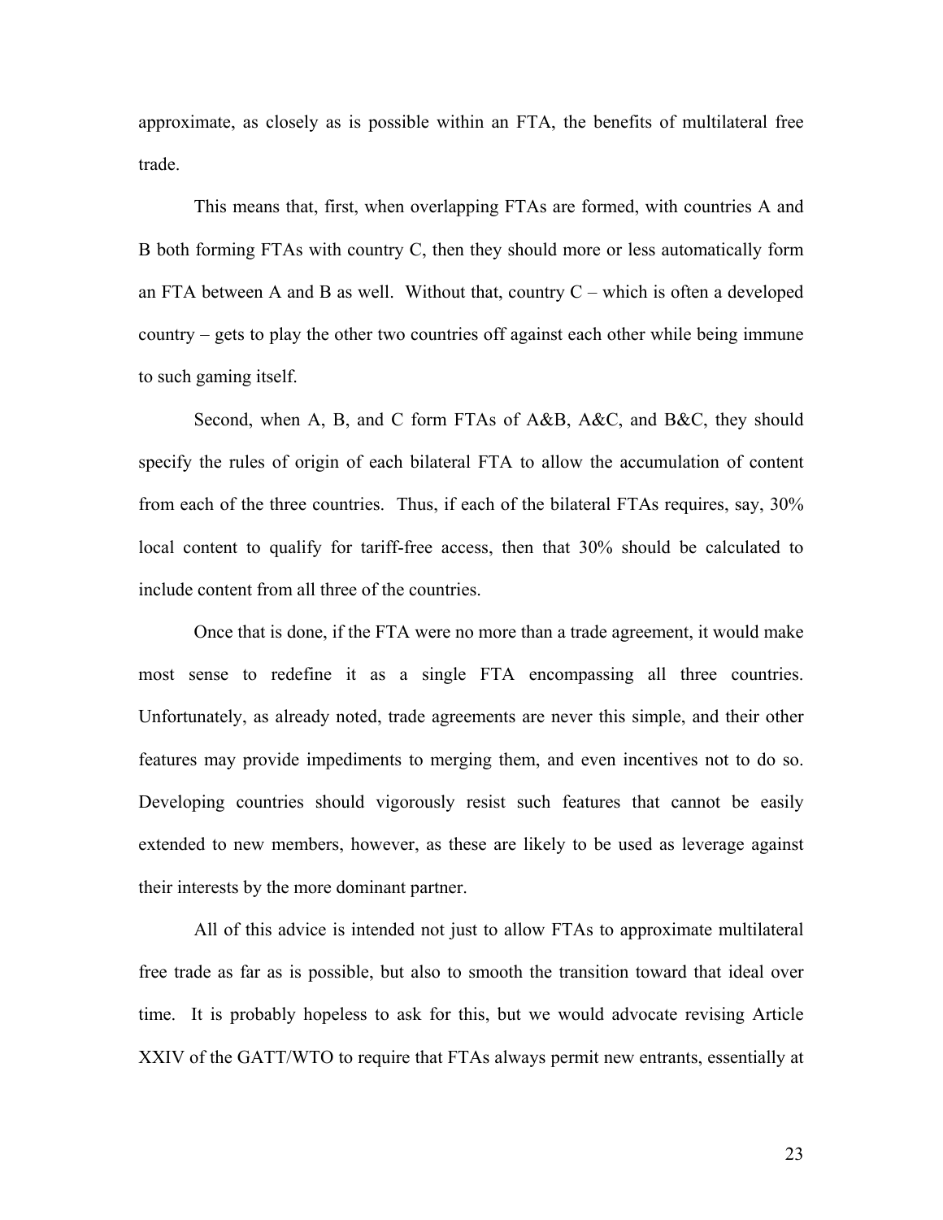approximate, as closely as is possible within an FTA, the benefits of multilateral free trade.

This means that, first, when overlapping FTAs are formed, with countries A and B both forming FTAs with country C, then they should more or less automatically form an FTA between A and B as well. Without that, country C – which is often a developed country – gets to play the other two countries off against each other while being immune to such gaming itself.

Second, when A, B, and C form FTAs of A&B, A&C, and B&C, they should specify the rules of origin of each bilateral FTA to allow the accumulation of content from each of the three countries. Thus, if each of the bilateral FTAs requires, say, 30% local content to qualify for tariff-free access, then that 30% should be calculated to include content from all three of the countries.

Once that is done, if the FTA were no more than a trade agreement, it would make most sense to redefine it as a single FTA encompassing all three countries. Unfortunately, as already noted, trade agreements are never this simple, and their other features may provide impediments to merging them, and even incentives not to do so. Developing countries should vigorously resist such features that cannot be easily extended to new members, however, as these are likely to be used as leverage against their interests by the more dominant partner.

All of this advice is intended not just to allow FTAs to approximate multilateral free trade as far as is possible, but also to smooth the transition toward that ideal over time. It is probably hopeless to ask for this, but we would advocate revising Article XXIV of the GATT/WTO to require that FTAs always permit new entrants, essentially at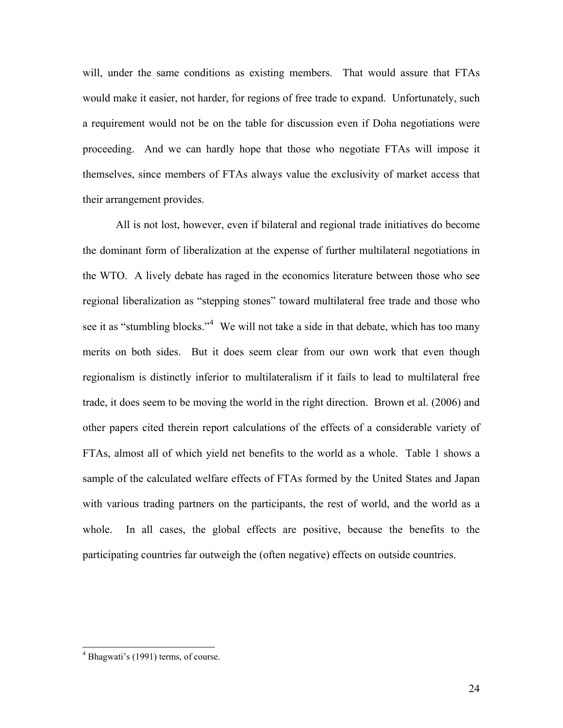will, under the same conditions as existing members. That would assure that FTAs would make it easier, not harder, for regions of free trade to expand. Unfortunately, such a requirement would not be on the table for discussion even if Doha negotiations were proceeding. And we can hardly hope that those who negotiate FTAs will impose it themselves, since members of FTAs always value the exclusivity of market access that their arrangement provides.

All is not lost, however, even if bilateral and regional trade initiatives do become the dominant form of liberalization at the expense of further multilateral negotiations in the WTO. A lively debate has raged in the economics literature between those who see regional liberalization as "stepping stones" toward multilateral free trade and those who see it as "stumbling blocks."[4] We will not take a side in that debate, which has too many merits on both sides. But it does seem clear from our own work that even though regionalism is distinctly inferior to multilateralism if it fails to lead to multilateral free trade, it does seem to be moving the world in the right direction. Brown et al. (2006) and other papers cited therein report calculations of the effects of a considerable variety of FTAs, almost all of which yield net benefits to the world as a whole. Table 1 shows a sample of the calculated welfare effects of FTAs formed by the United States and Japan with various trading partners on the participants, the rest of world, and the world as a whole. In all cases, the global effects are positive, because the benefits to the participating countries far outweigh the (often negative) effects on outside countries.

[4] Bhagwati's (1991) terms, of course.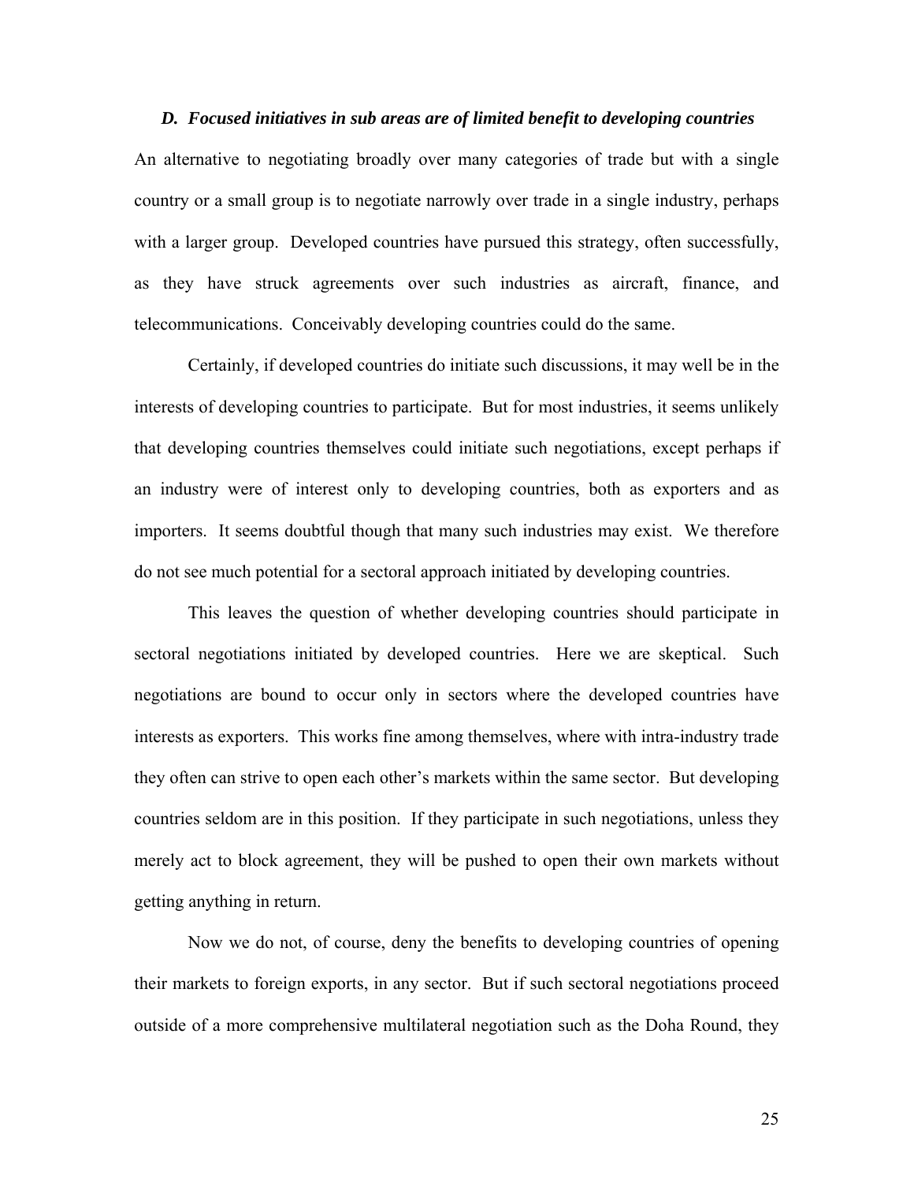### *D. Focused initiatives in sub areas are of limited benefit to developing countries*

An alternative to negotiating broadly over many categories of trade but with a single country or a small group is to negotiate narrowly over trade in a single industry, perhaps with a larger group. Developed countries have pursued this strategy, often successfully, as they have struck agreements over such industries as aircraft, finance, and telecommunications. Conceivably developing countries could do the same.

Certainly, if developed countries do initiate such discussions, it may well be in the interests of developing countries to participate. But for most industries, it seems unlikely that developing countries themselves could initiate such negotiations, except perhaps if an industry were of interest only to developing countries, both as exporters and as importers. It seems doubtful though that many such industries may exist. We therefore do not see much potential for a sectoral approach initiated by developing countries.

This leaves the question of whether developing countries should participate in sectoral negotiations initiated by developed countries. Here we are skeptical. Such negotiations are bound to occur only in sectors where the developed countries have interests as exporters. This works fine among themselves, where with intra-industry trade they often can strive to open each other's markets within the same sector. But developing countries seldom are in this position. If they participate in such negotiations, unless they merely act to block agreement, they will be pushed to open their own markets without getting anything in return.

Now we do not, of course, deny the benefits to developing countries of opening their markets to foreign exports, in any sector. But if such sectoral negotiations proceed outside of a more comprehensive multilateral negotiation such as the Doha Round, they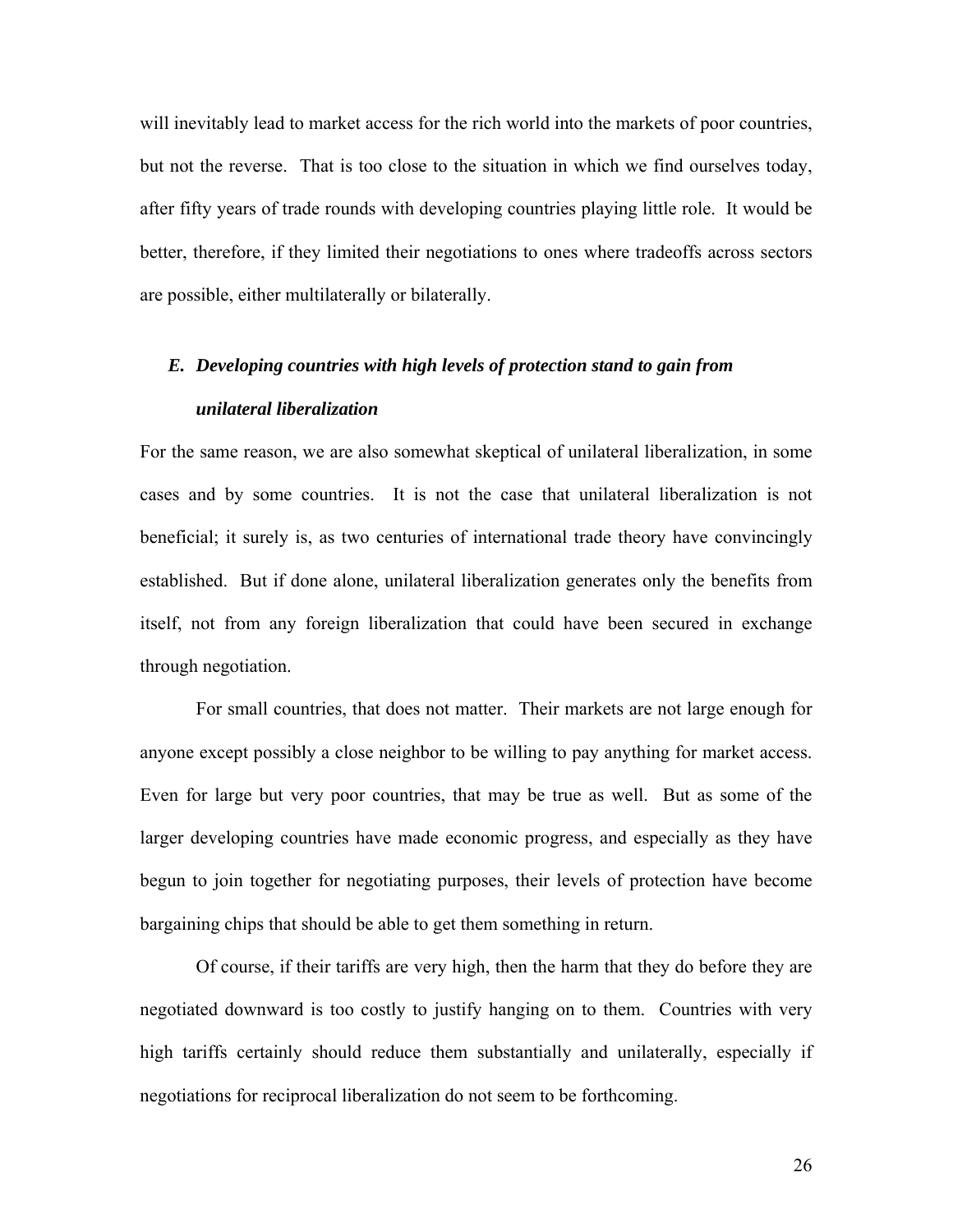will inevitably lead to market access for the rich world into the markets of poor countries, but not the reverse. That is too close to the situation in which we find ourselves today, after fifty years of trade rounds with developing countries playing little role. It would be better, therefore, if they limited their negotiations to ones where tradeoffs across sectors are possible, either multilaterally or bilaterally.

### *E. Developing countries with high levels of protection stand to gain from unilateral liberalization*

For the same reason, we are also somewhat skeptical of unilateral liberalization, in some cases and by some countries. It is not the case that unilateral liberalization is not beneficial; it surely is, as two centuries of international trade theory have convincingly established. But if done alone, unilateral liberalization generates only the benefits from itself, not from any foreign liberalization that could have been secured in exchange through negotiation.

For small countries, that does not matter. Their markets are not large enough for anyone except possibly a close neighbor to be willing to pay anything for market access. Even for large but very poor countries, that may be true as well. But as some of the larger developing countries have made economic progress, and especially as they have begun to join together for negotiating purposes, their levels of protection have become bargaining chips that should be able to get them something in return.

Of course, if their tariffs are very high, then the harm that they do before they are negotiated downward is too costly to justify hanging on to them. Countries with very high tariffs certainly should reduce them substantially and unilaterally, especially if negotiations for reciprocal liberalization do not seem to be forthcoming.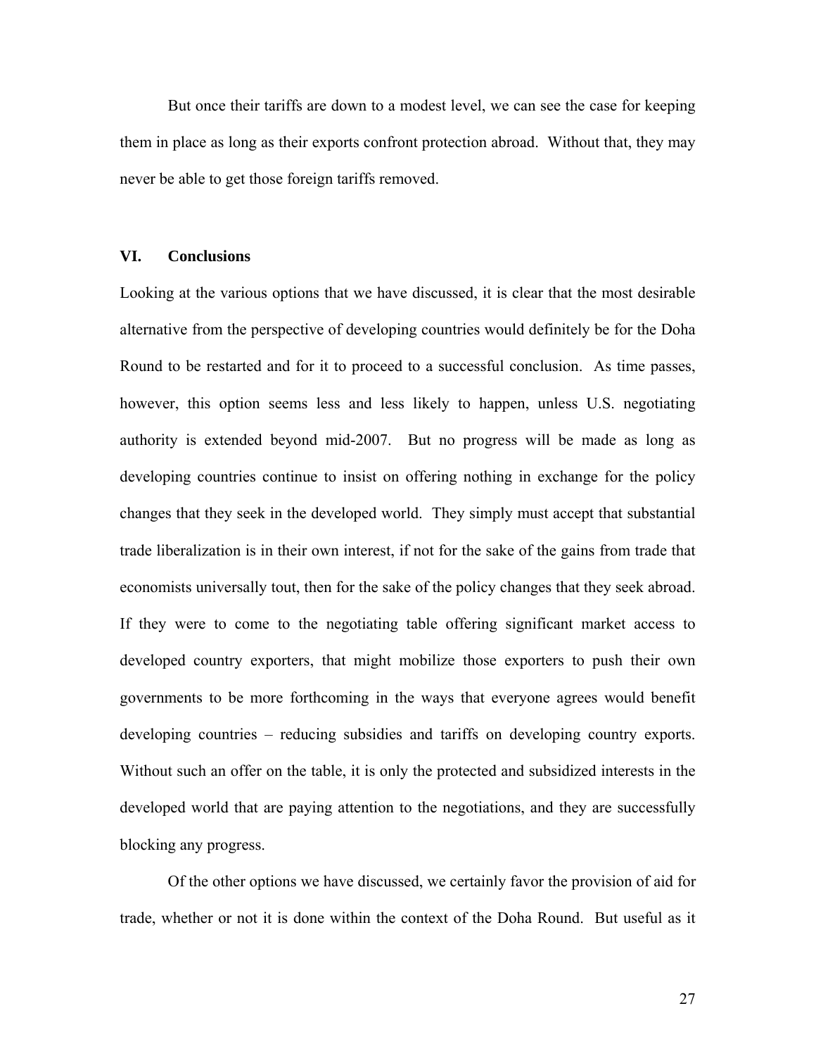But once their tariffs are down to a modest level, we can see the case for keeping them in place as long as their exports confront protection abroad. Without that, they may never be able to get those foreign tariffs removed.

## VI. Conclusions

Looking at the various options that we have discussed, it is clear that the most desirable alternative from the perspective of developing countries would definitely be for the Doha Round to be restarted and for it to proceed to a successful conclusion. As time passes, however, this option seems less and less likely to happen, unless U.S. negotiating authority is extended beyond mid-2007. But no progress will be made as long as developing countries continue to insist on offering nothing in exchange for the policy changes that they seek in the developed world. They simply must accept that substantial trade liberalization is in their own interest, if not for the sake of the gains from trade that economists universally tout, then for the sake of the policy changes that they seek abroad. If they were to come to the negotiating table offering significant market access to developed country exporters, that might mobilize those exporters to push their own governments to be more forthcoming in the ways that everyone agrees would benefit developing countries – reducing subsidies and tariffs on developing country exports. Without such an offer on the table, it is only the protected and subsidized interests in the developed world that are paying attention to the negotiations, and they are successfully blocking any progress.

Of the other options we have discussed, we certainly favor the provision of aid for trade, whether or not it is done within the context of the Doha Round. But useful as it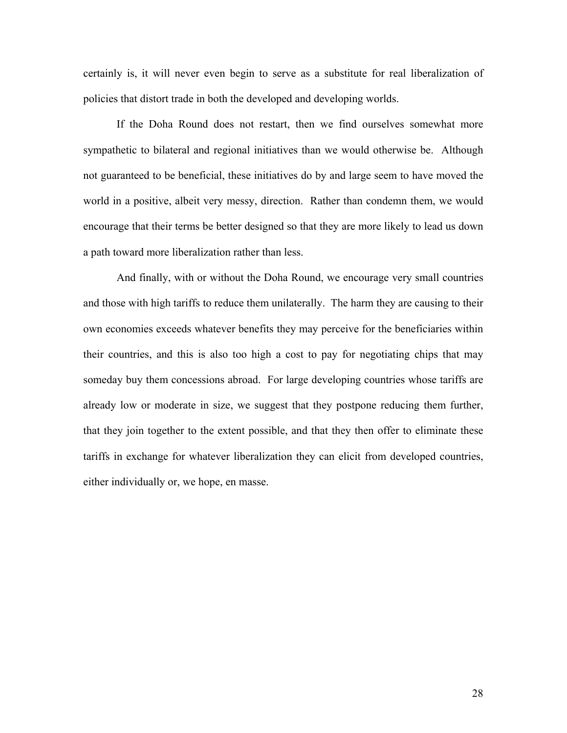certainly is, it will never even begin to serve as a substitute for real liberalization of policies that distort trade in both the developed and developing worlds.

If the Doha Round does not restart, then we find ourselves somewhat more sympathetic to bilateral and regional initiatives than we would otherwise be. Although not guaranteed to be beneficial, these initiatives do by and large seem to have moved the world in a positive, albeit very messy, direction. Rather than condemn them, we would encourage that their terms be better designed so that they are more likely to lead us down a path toward more liberalization rather than less.

And finally, with or without the Doha Round, we encourage very small countries and those with high tariffs to reduce them unilaterally. The harm they are causing to their own economies exceeds whatever benefits they may perceive for the beneficiaries within their countries, and this is also too high a cost to pay for negotiating chips that may someday buy them concessions abroad. For large developing countries whose tariffs are already low or moderate in size, we suggest that they postpone reducing them further, that they join together to the extent possible, and that they then offer to eliminate these tariffs in exchange for whatever liberalization they can elicit from developed countries, either individually or, we hope, en masse.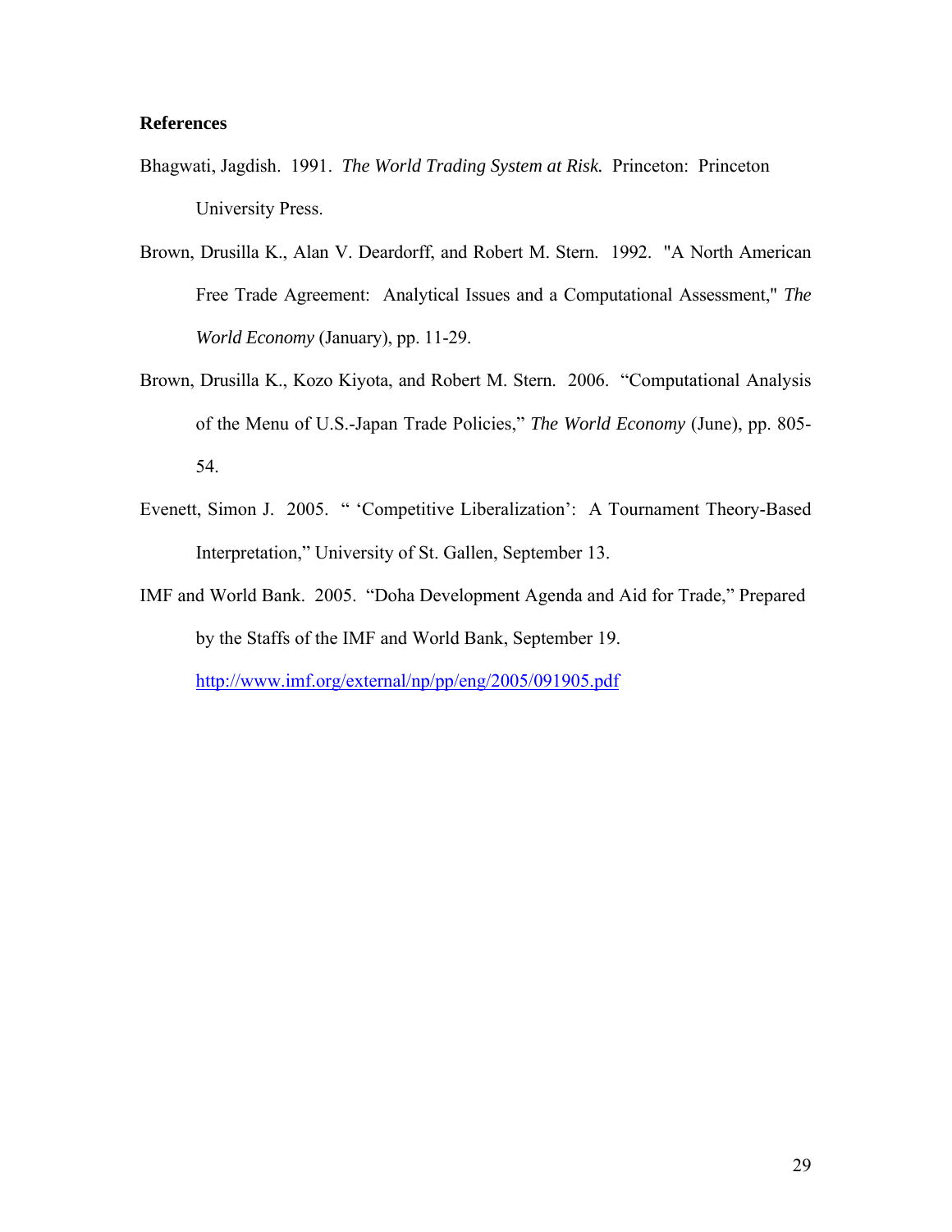## References

Bhagwati, Jagdish. 1991. *The World Trading System at Risk.* Princeton: Princeton University Press.

Brown, Drusilla K., Alan V. Deardorff, and Robert M. Stern. 1992. "A North American Free Trade Agreement: Analytical Issues and a Computational Assessment," *The World Economy* (January), pp. 11-29.

Brown, Drusilla K., Kozo Kiyota, and Robert M. Stern. 2006. "Computational Analysis of the Menu of U.S.-Japan Trade Policies," *The World Economy* (June), pp. 805-54.

Evenett, Simon J. 2005. " 'Competitive Liberalization': A Tournament Theory-Based Interpretation," University of St. Gallen, September 13.

IMF and World Bank. 2005. "Doha Development Agenda and Aid for Trade," Prepared by the Staffs of the IMF and World Bank, September 19. http://www.imf.org/external/np/pp/eng/2005/091905.pdf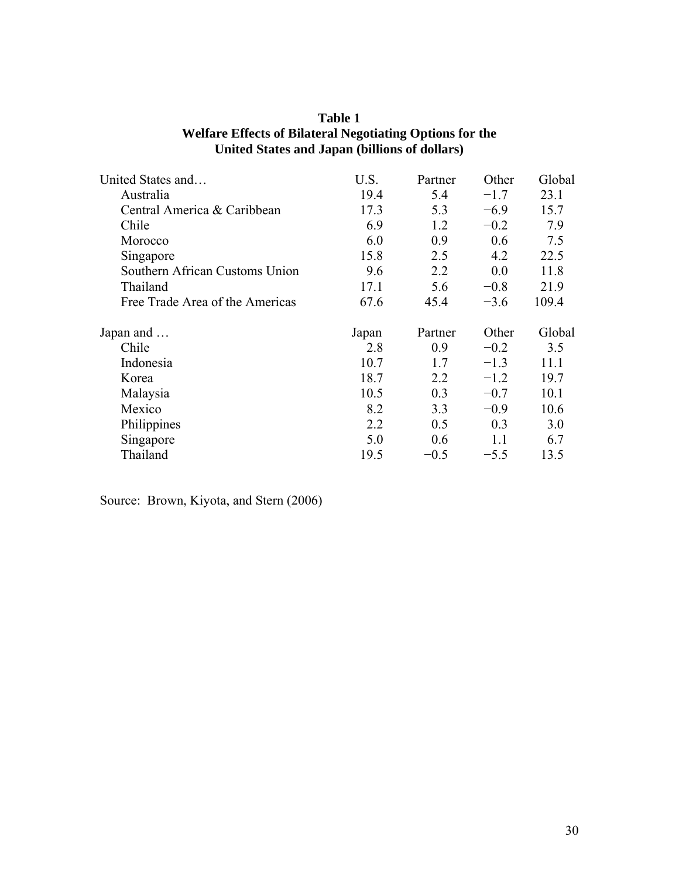**Table 1**
**Welfare Effects of Bilateral Negotiating Options for the United States and Japan (billions of dollars)**

| United States and… | U.S. | Partner | Other | Global |
|---|---|---|---|---|
| Australia | 19.4 | 5.4 | −1.7 | 23.1 |
| Central America & Caribbean | 17.3 | 5.3 | −6.9 | 15.7 |
| Chile | 6.9 | 1.2 | −0.2 | 7.9 |
| Morocco | 6.0 | 0.9 | 0.6 | 7.5 |
| Singapore | 15.8 | 2.5 | 4.2 | 22.5 |
| Southern African Customs Union | 9.6 | 2.2 | 0.0 | 11.8 |
| Thailand | 17.1 | 5.6 | −0.8 | 21.9 |
| Free Trade Area of the Americas | 67.6 | 45.4 | −3.6 | 109.4 |
| **Japan and …** | **Japan** | **Partner** | **Other** | **Global** |
| Chile | 2.8 | 0.9 | −0.2 | 3.5 |
| Indonesia | 10.7 | 1.7 | −1.3 | 11.1 |
| Korea | 18.7 | 2.2 | −1.2 | 19.7 |
| Malaysia | 10.5 | 0.3 | −0.7 | 10.1 |
| Mexico | 8.2 | 3.3 | −0.9 | 10.6 |
| Philippines | 2.2 | 0.5 | 0.3 | 3.0 |
| Singapore | 5.0 | 0.6 | 1.1 | 6.7 |
| Thailand | 19.5 | −0.5 | −5.5 | 13.5 |

Source: Brown, Kiyota, and Stern (2006)